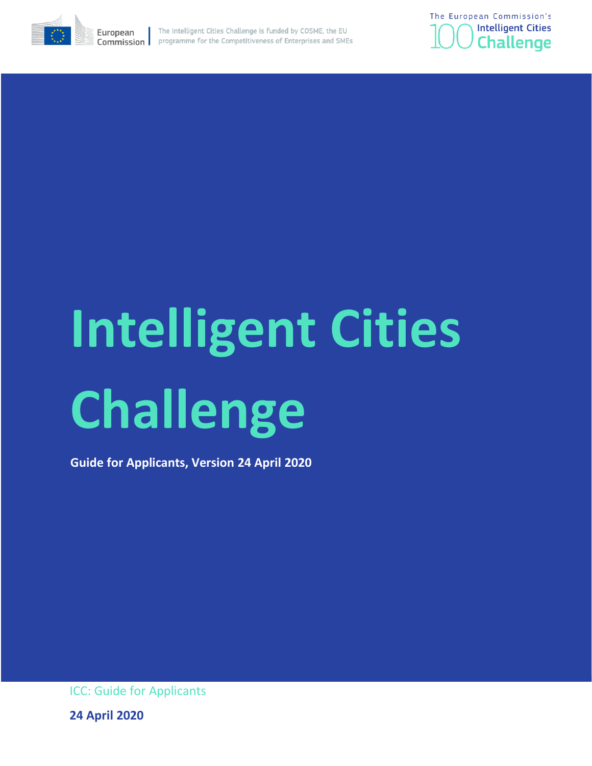European Commission | The Intelligent Cities Challenge is funded by COSME, the EU programme for the Competitiveness of Enterprises and SMEs

The European Commission's 100 Intelligent Cities Challenge

# Intelligent Cities Challenge

**Guide for Applicants, Version 24 April 2020**

ICC: Guide for Applicants

**24 April 2020**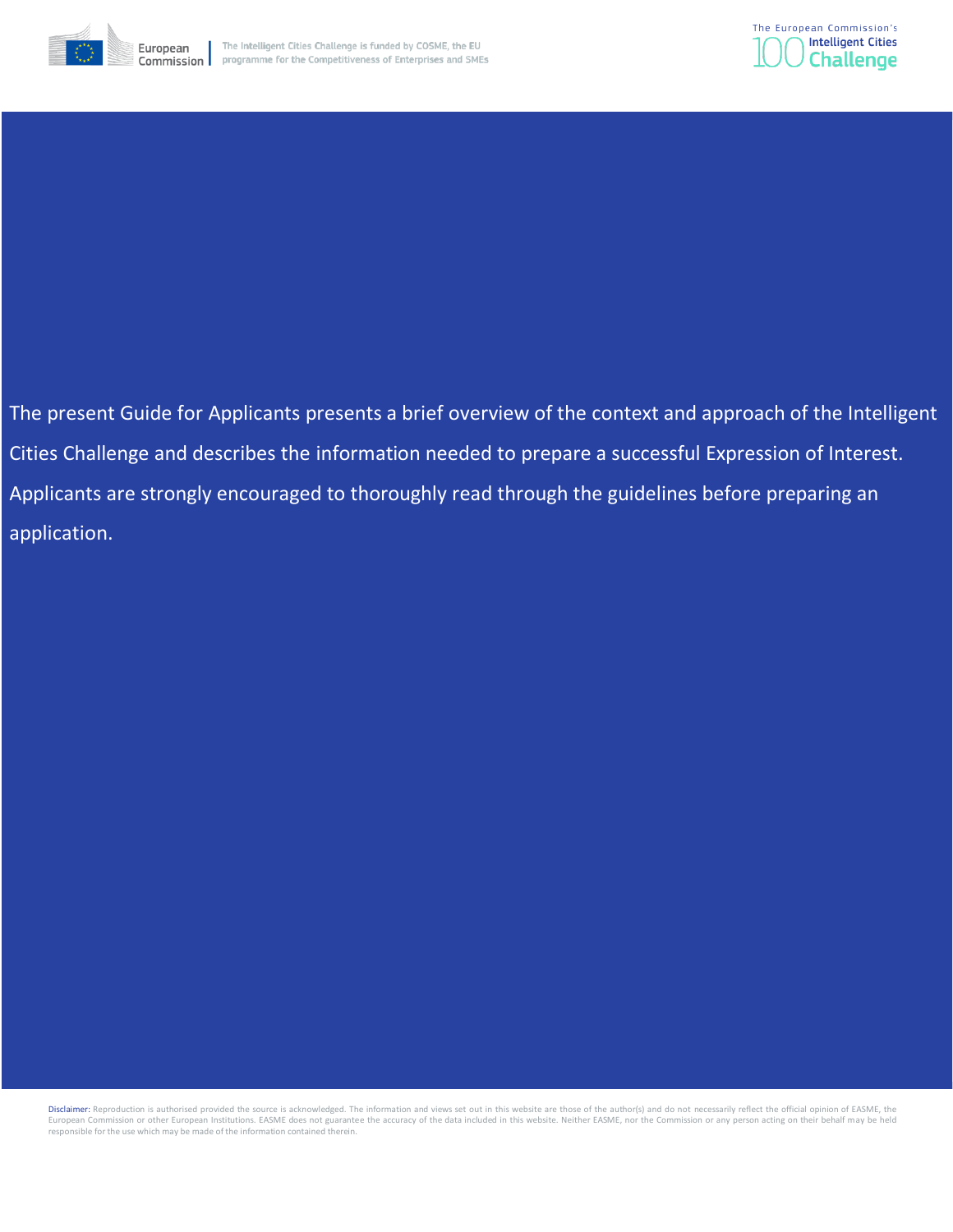The present Guide for Applicants presents a brief overview of the context and approach of the Intelligent Cities Challenge and describes the information needed to prepare a successful Expression of Interest. Applicants are strongly encouraged to thoroughly read through the guidelines before preparing an application.

Disclaimer: Reproduction is authorised provided the source is acknowledged. The information and views set out in this website are those of the author(s) and do not necessarily reflect the official opinion of EASME, the European Commission or other European Institutions. EASME does not guarantee the accuracy of the data included in this website. Neither EASME, nor the Commission or any person acting on their behalf may be held responsible for the use which may be made of the information contained therein.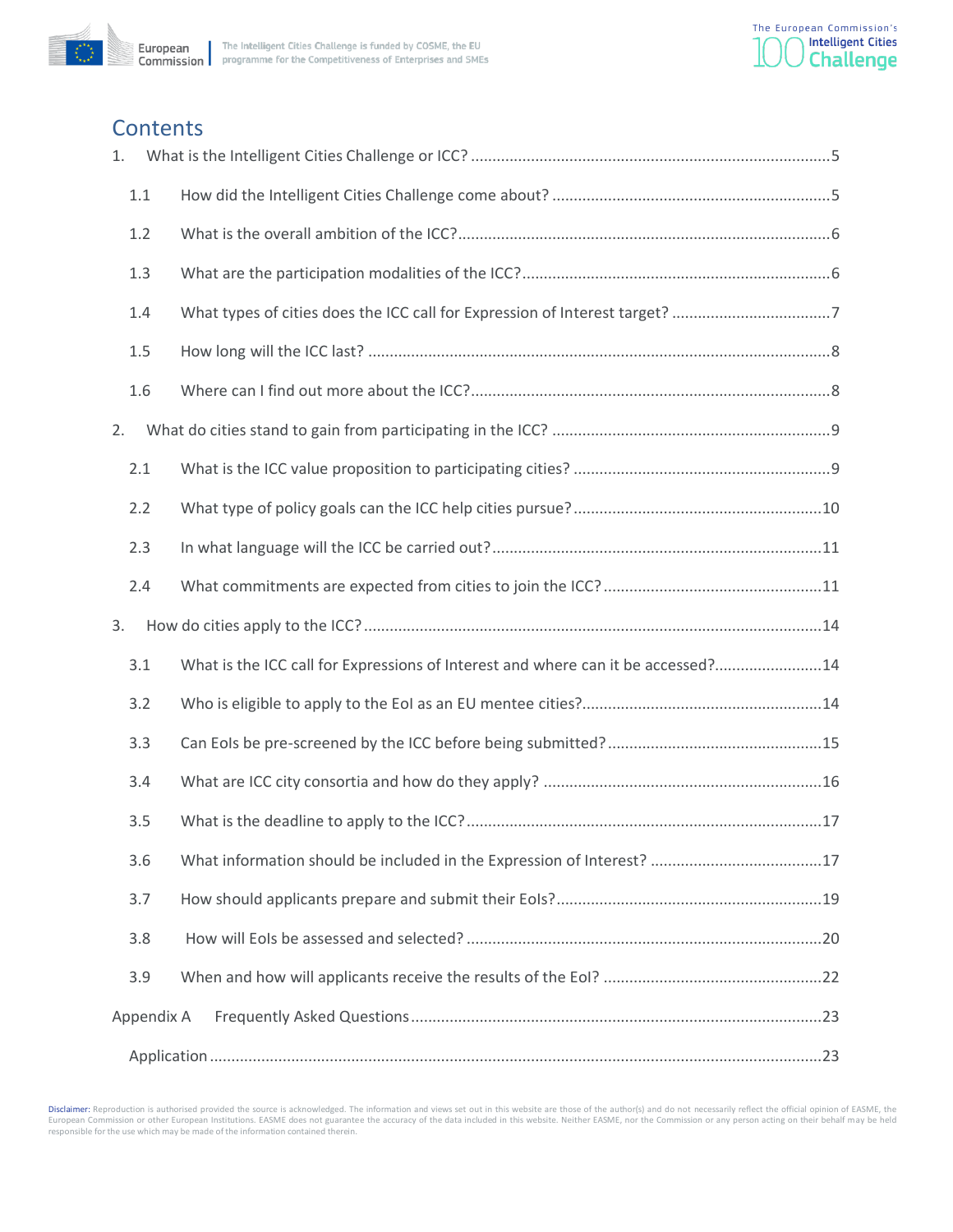# Contents

1. What is the Intelligent Cities Challenge or ICC? ....5
   - 1.1 How did the Intelligent Cities Challenge come about? ....5
   - 1.2 What is the overall ambition of the ICC? ....6
   - 1.3 What are the participation modalities of the ICC? ....6
   - 1.4 What types of cities does the ICC call for Expression of Interest target? ....7
   - 1.5 How long will the ICC last? ....8
   - 1.6 Where can I find out more about the ICC? ....8
2. What do cities stand to gain from participating in the ICC? ....9
   - 2.1 What is the ICC value proposition to participating cities? ....9
   - 2.2 What type of policy goals can the ICC help cities pursue? ....10
   - 2.3 In what language will the ICC be carried out? ....11
   - 2.4 What commitments are expected from cities to join the ICC? ....11
3. How do cities apply to the ICC? ....14
   - 3.1 What is the ICC call for Expressions of Interest and where can it be accessed? ....14
   - 3.2 Who is eligible to apply to the EoI as an EU mentee cities? ....14
   - 3.3 Can EoIs be pre-screened by the ICC before being submitted? ....15
   - 3.4 What are ICC city consortia and how do they apply? ....16
   - 3.5 What is the deadline to apply to the ICC? ....17
   - 3.6 What information should be included in the Expression of Interest? ....17
   - 3.7 How should applicants prepare and submit their EoIs? ....19
   - 3.8 How will EoIs be assessed and selected? ....20
   - 3.9 When and how will applicants receive the results of the EoI? ....22

Appendix A Frequently Asked Questions ....23

- Application ....23

Disclaimer: Reproduction is authorised provided the source is acknowledged. The information and views set out in this website are those of the author(s) and do not necessarily reflect the official opinion of EASME, the European Commission or other European Institutions. EASME does not guarantee the accuracy of the data included in this website. Neither EASME, nor the Commission or any person acting on their behalf may be held responsible for the use which may be made of the information contained therein.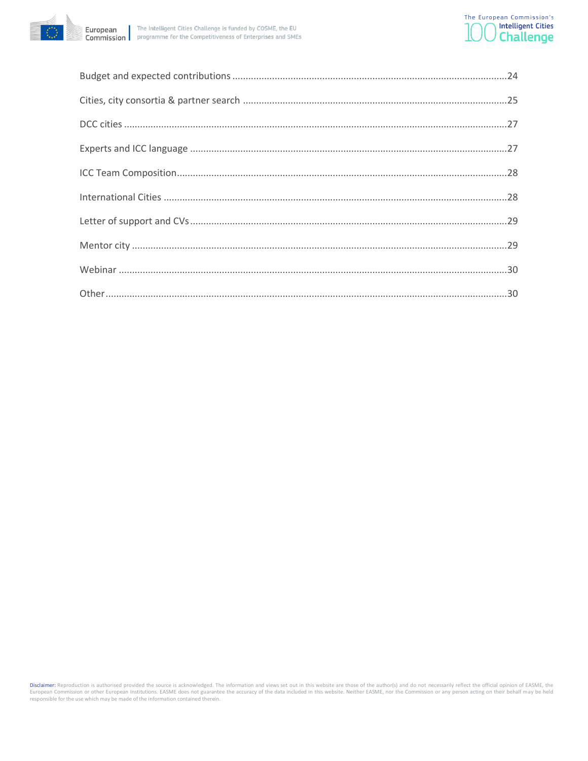Budget and expected contributions ....................................................................................................24

Cities, city consortia & partner search ................................................................................................25

DCC cities .............................................................................................................................................27

Experts and ICC language ....................................................................................................................27

ICC Team Composition.........................................................................................................................28

International Cities ...............................................................................................................................28

Letter of support and CVs.....................................................................................................................29

Mentor city ...........................................................................................................................................29

Webinar ................................................................................................................................................30

Other.....................................................................................................................................................30

Disclaimer: Reproduction is authorised provided the source is acknowledged. The information and views set out in this website are those of the author(s) and do not necessarily reflect the official opinion of EASME, the European Commission or other European Institutions. EASME does not guarantee the accuracy of the data included in this website. Neither EASME, nor the Commission or any person acting on their behalf may be held responsible for the use which may be made of the information contained therein.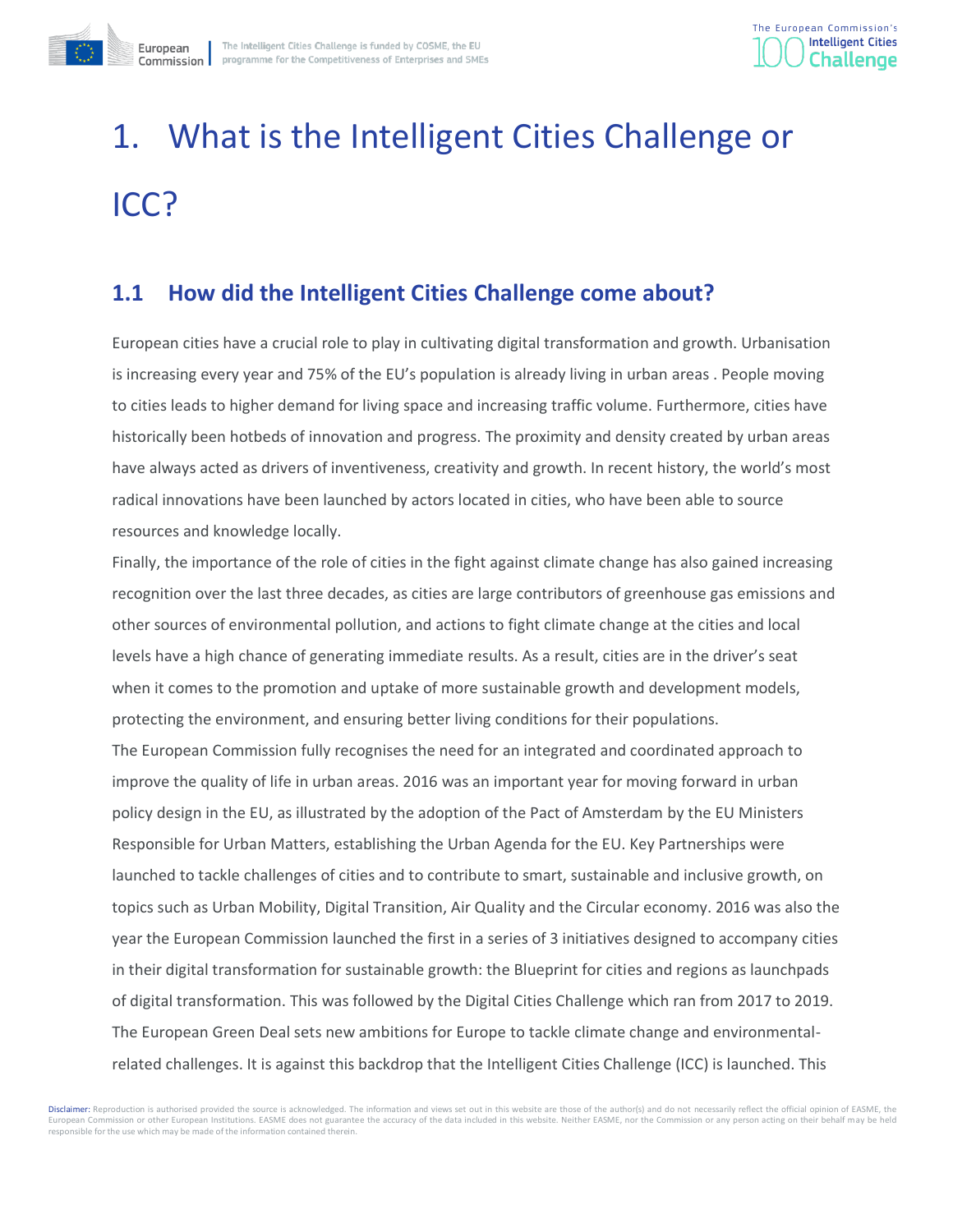# 1. What is the Intelligent Cities Challenge or ICC?

## 1.1 How did the Intelligent Cities Challenge come about?

European cities have a crucial role to play in cultivating digital transformation and growth. Urbanisation is increasing every year and 75% of the EU's population is already living in urban areas . People moving to cities leads to higher demand for living space and increasing traffic volume. Furthermore, cities have historically been hotbeds of innovation and progress. The proximity and density created by urban areas have always acted as drivers of inventiveness, creativity and growth. In recent history, the world's most radical innovations have been launched by actors located in cities, who have been able to source resources and knowledge locally.

Finally, the importance of the role of cities in the fight against climate change has also gained increasing recognition over the last three decades, as cities are large contributors of greenhouse gas emissions and other sources of environmental pollution, and actions to fight climate change at the cities and local levels have a high chance of generating immediate results. As a result, cities are in the driver's seat when it comes to the promotion and uptake of more sustainable growth and development models, protecting the environment, and ensuring better living conditions for their populations.

The European Commission fully recognises the need for an integrated and coordinated approach to improve the quality of life in urban areas. 2016 was an important year for moving forward in urban policy design in the EU, as illustrated by the adoption of the Pact of Amsterdam by the EU Ministers Responsible for Urban Matters, establishing the Urban Agenda for the EU. Key Partnerships were launched to tackle challenges of cities and to contribute to smart, sustainable and inclusive growth, on topics such as Urban Mobility, Digital Transition, Air Quality and the Circular economy. 2016 was also the year the European Commission launched the first in a series of 3 initiatives designed to accompany cities in their digital transformation for sustainable growth: the Blueprint for cities and regions as launchpads of digital transformation. This was followed by the Digital Cities Challenge which ran from 2017 to 2019. The European Green Deal sets new ambitions for Europe to tackle climate change and environmental-related challenges. It is against this backdrop that the Intelligent Cities Challenge (ICC) is launched. This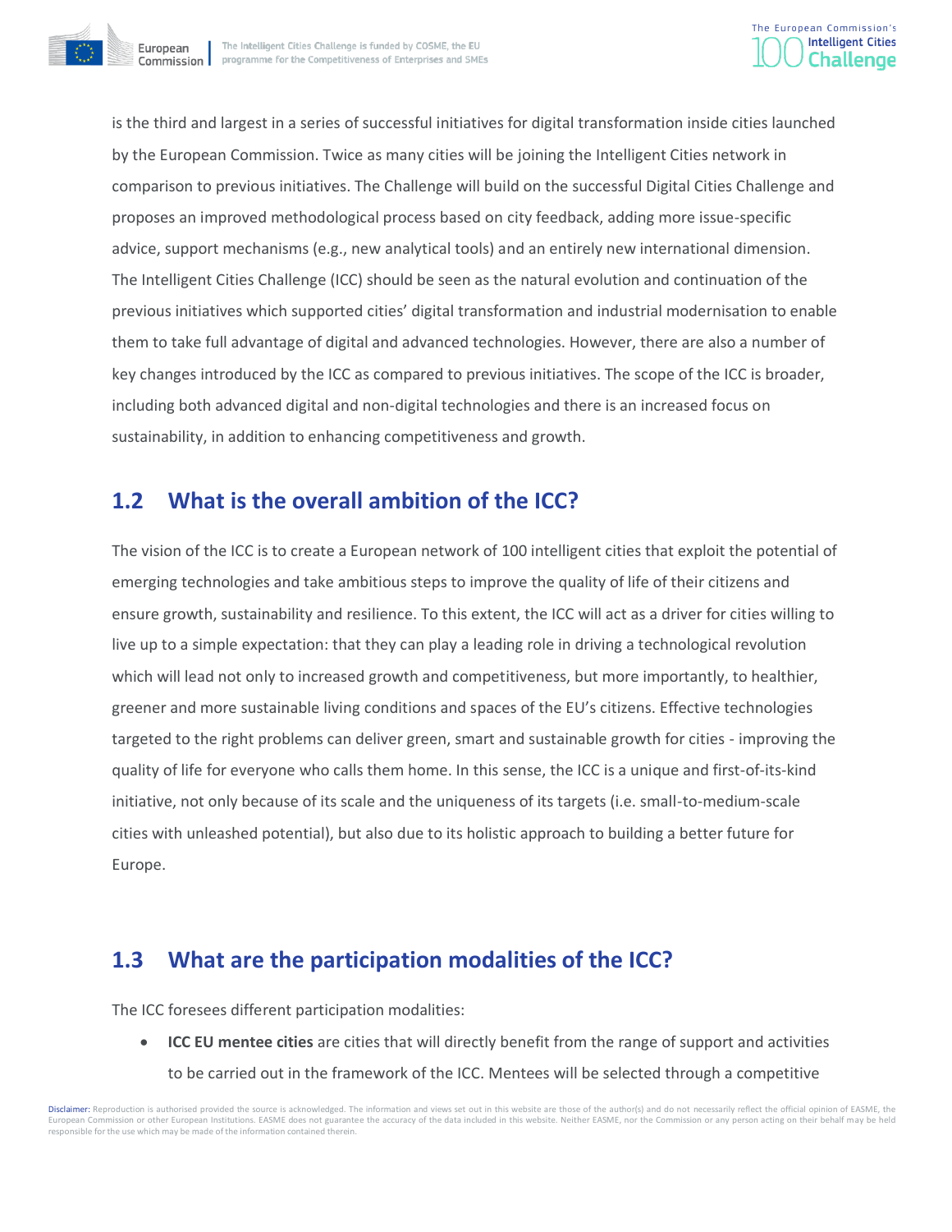is the third and largest in a series of successful initiatives for digital transformation inside cities launched by the European Commission. Twice as many cities will be joining the Intelligent Cities network in comparison to previous initiatives. The Challenge will build on the successful Digital Cities Challenge and proposes an improved methodological process based on city feedback, adding more issue-specific advice, support mechanisms (e.g., new analytical tools) and an entirely new international dimension. The Intelligent Cities Challenge (ICC) should be seen as the natural evolution and continuation of the previous initiatives which supported cities' digital transformation and industrial modernisation to enable them to take full advantage of digital and advanced technologies. However, there are also a number of key changes introduced by the ICC as compared to previous initiatives. The scope of the ICC is broader, including both advanced digital and non-digital technologies and there is an increased focus on sustainability, in addition to enhancing competitiveness and growth.

## 1.2 What is the overall ambition of the ICC?

The vision of the ICC is to create a European network of 100 intelligent cities that exploit the potential of emerging technologies and take ambitious steps to improve the quality of life of their citizens and ensure growth, sustainability and resilience. To this extent, the ICC will act as a driver for cities willing to live up to a simple expectation: that they can play a leading role in driving a technological revolution which will lead not only to increased growth and competitiveness, but more importantly, to healthier, greener and more sustainable living conditions and spaces of the EU's citizens. Effective technologies targeted to the right problems can deliver green, smart and sustainable growth for cities - improving the quality of life for everyone who calls them home. In this sense, the ICC is a unique and first-of-its-kind initiative, not only because of its scale and the uniqueness of its targets (i.e. small-to-medium-scale cities with unleashed potential), but also due to its holistic approach to building a better future for Europe.

## 1.3 What are the participation modalities of the ICC?

The ICC foresees different participation modalities:

- **ICC EU mentee cities** are cities that will directly benefit from the range of support and activities to be carried out in the framework of the ICC. Mentees will be selected through a competitive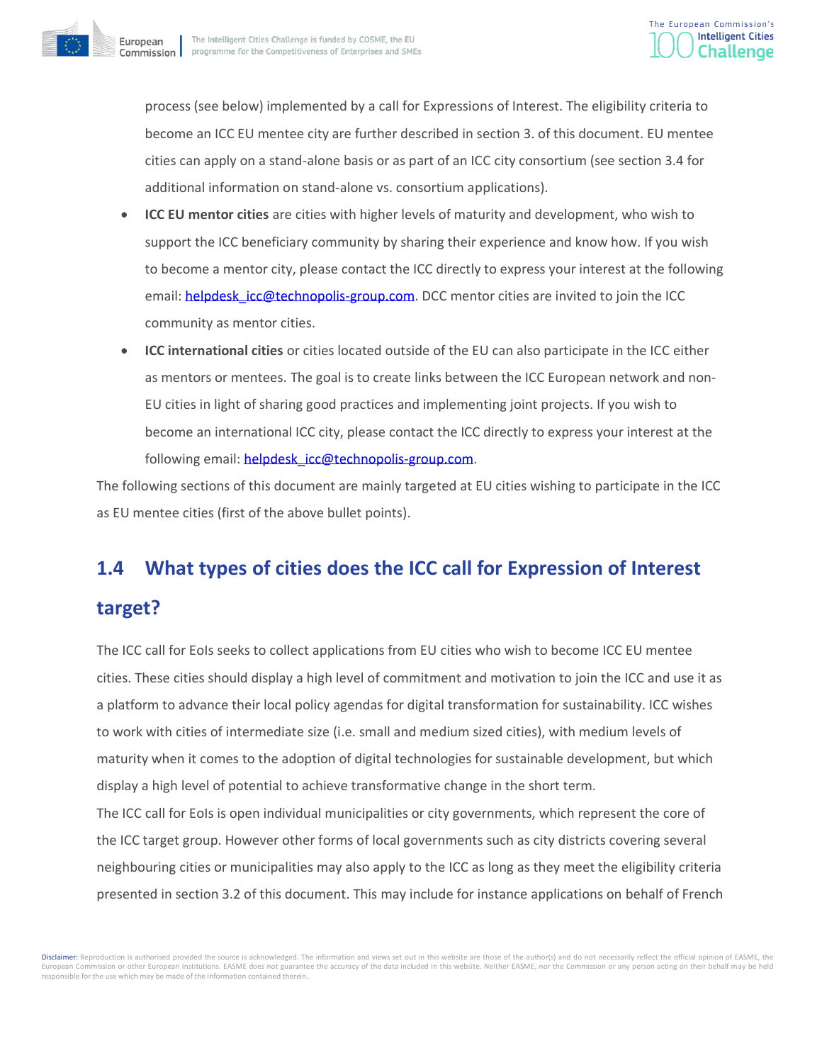process (see below) implemented by a call for Expressions of Interest. The eligibility criteria to become an ICC EU mentee city are further described in section 3. of this document. EU mentee cities can apply on a stand-alone basis or as part of an ICC city consortium (see section 3.4 for additional information on stand-alone vs. consortium applications).

- **ICC EU mentor cities** are cities with higher levels of maturity and development, who wish to support the ICC beneficiary community by sharing their experience and know how. If you wish to become a mentor city, please contact the ICC directly to express your interest at the following email: helpdesk_icc@technopolis-group.com. DCC mentor cities are invited to join the ICC community as mentor cities.
- **ICC international cities** or cities located outside of the EU can also participate in the ICC either as mentors or mentees. The goal is to create links between the ICC European network and non-EU cities in light of sharing good practices and implementing joint projects. If you wish to become an international ICC city, please contact the ICC directly to express your interest at the following email: helpdesk_icc@technopolis-group.com.

The following sections of this document are mainly targeted at EU cities wishing to participate in the ICC as EU mentee cities (first of the above bullet points).

## 1.4 What types of cities does the ICC call for Expression of Interest target?

The ICC call for EoIs seeks to collect applications from EU cities who wish to become ICC EU mentee cities. These cities should display a high level of commitment and motivation to join the ICC and use it as a platform to advance their local policy agendas for digital transformation for sustainability. ICC wishes to work with cities of intermediate size (i.e. small and medium sized cities), with medium levels of maturity when it comes to the adoption of digital technologies for sustainable development, but which display a high level of potential to achieve transformative change in the short term.

The ICC call for EoIs is open individual municipalities or city governments, which represent the core of the ICC target group. However other forms of local governments such as city districts covering several neighbouring cities or municipalities may also apply to the ICC as long as they meet the eligibility criteria presented in section 3.2 of this document. This may include for instance applications on behalf of French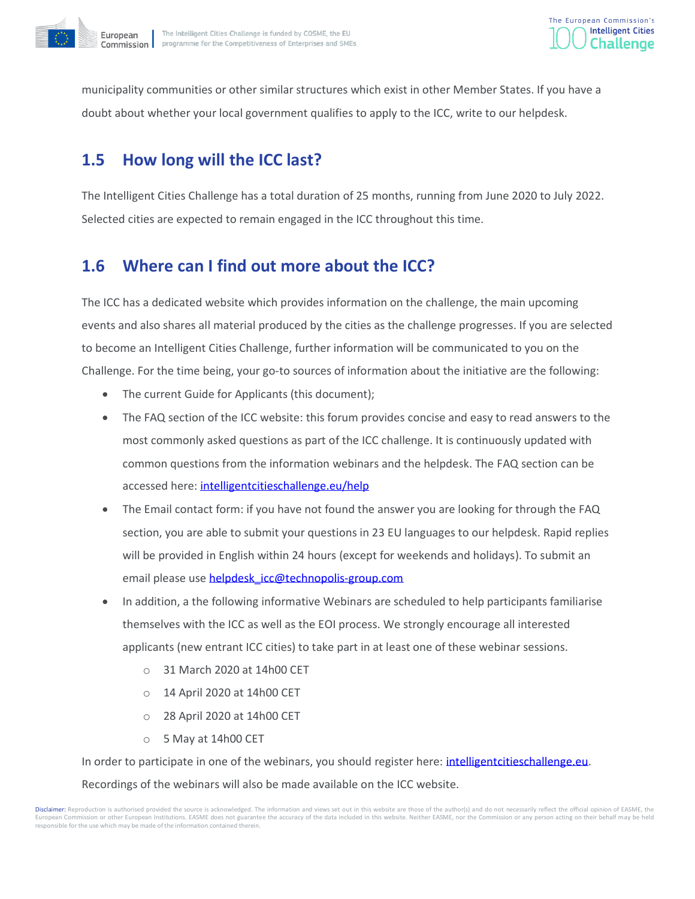municipality communities or other similar structures which exist in other Member States. If you have a doubt about whether your local government qualifies to apply to the ICC, write to our helpdesk.

## 1.5 How long will the ICC last?

The Intelligent Cities Challenge has a total duration of 25 months, running from June 2020 to July 2022. Selected cities are expected to remain engaged in the ICC throughout this time.

## 1.6 Where can I find out more about the ICC?

The ICC has a dedicated website which provides information on the challenge, the main upcoming events and also shares all material produced by the cities as the challenge progresses. If you are selected to become an Intelligent Cities Challenge, further information will be communicated to you on the Challenge. For the time being, your go-to sources of information about the initiative are the following:

- The current Guide for Applicants (this document);
- The FAQ section of the ICC website: this forum provides concise and easy to read answers to the most commonly asked questions as part of the ICC challenge. It is continuously updated with common questions from the information webinars and the helpdesk. The FAQ section can be accessed here: [intelligentcitieschallenge.eu/help](intelligentcitieschallenge.eu/help)
- The Email contact form: if you have not found the answer you are looking for through the FAQ section, you are able to submit your questions in 23 EU languages to our helpdesk. Rapid replies will be provided in English within 24 hours (except for weekends and holidays). To submit an email please use [helpdesk_icc@technopolis-group.com](mailto:helpdesk_icc@technopolis-group.com)
- In addition, a the following informative Webinars are scheduled to help participants familiarise themselves with the ICC as well as the EOI process. We strongly encourage all interested applicants (new entrant ICC cities) to take part in at least one of these webinar sessions.
    - 31 March 2020 at 14h00 CET
    - 14 April 2020 at 14h00 CET
    - 28 April 2020 at 14h00 CET
    - 5 May at 14h00 CET

In order to participate in one of the webinars, you should register here: [intelligentcitieschallenge.eu](intelligentcitieschallenge.eu). Recordings of the webinars will also be made available on the ICC website.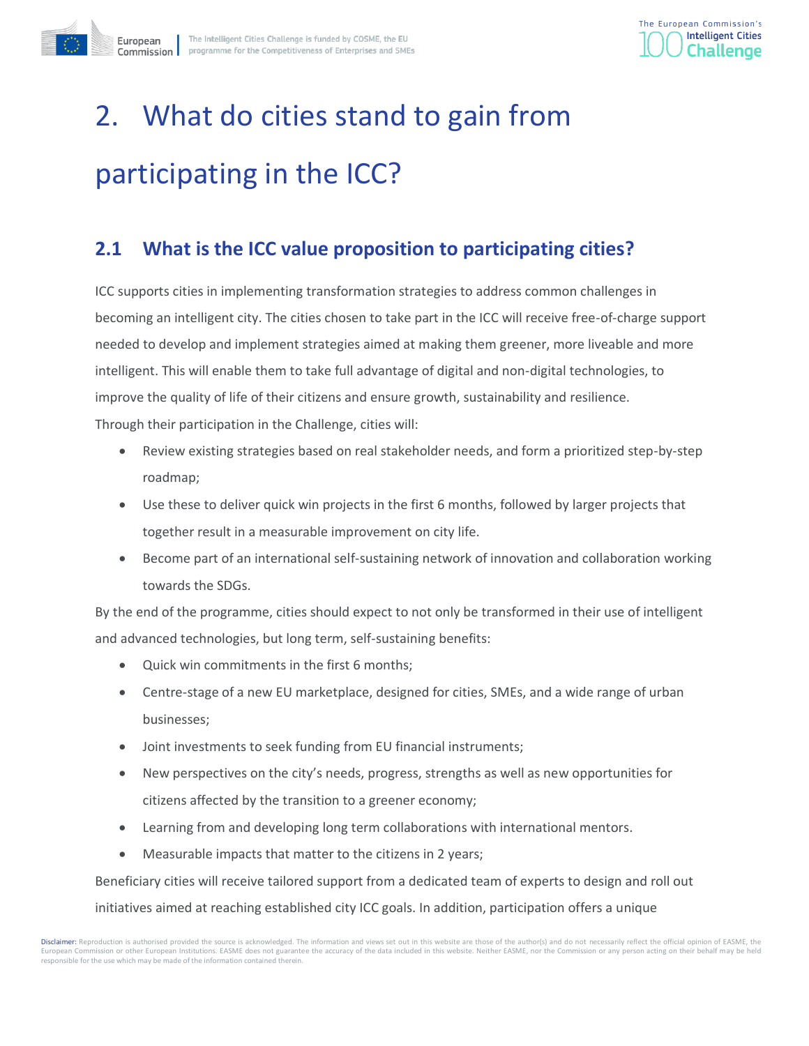# 2. What do cities stand to gain from participating in the ICC?

## 2.1 What is the ICC value proposition to participating cities?

ICC supports cities in implementing transformation strategies to address common challenges in becoming an intelligent city. The cities chosen to take part in the ICC will receive free-of-charge support needed to develop and implement strategies aimed at making them greener, more liveable and more intelligent. This will enable them to take full advantage of digital and non-digital technologies, to improve the quality of life of their citizens and ensure growth, sustainability and resilience.

Through their participation in the Challenge, cities will:

- Review existing strategies based on real stakeholder needs, and form a prioritized step-by-step roadmap;
- Use these to deliver quick win projects in the first 6 months, followed by larger projects that together result in a measurable improvement on city life.
- Become part of an international self-sustaining network of innovation and collaboration working towards the SDGs.

By the end of the programme, cities should expect to not only be transformed in their use of intelligent and advanced technologies, but long term, self-sustaining benefits:

- Quick win commitments in the first 6 months;
- Centre-stage of a new EU marketplace, designed for cities, SMEs, and a wide range of urban businesses;
- Joint investments to seek funding from EU financial instruments;
- New perspectives on the city's needs, progress, strengths as well as new opportunities for citizens affected by the transition to a greener economy;
- Learning from and developing long term collaborations with international mentors.
- Measurable impacts that matter to the citizens in 2 years;

Beneficiary cities will receive tailored support from a dedicated team of experts to design and roll out initiatives aimed at reaching established city ICC goals. In addition, participation offers a unique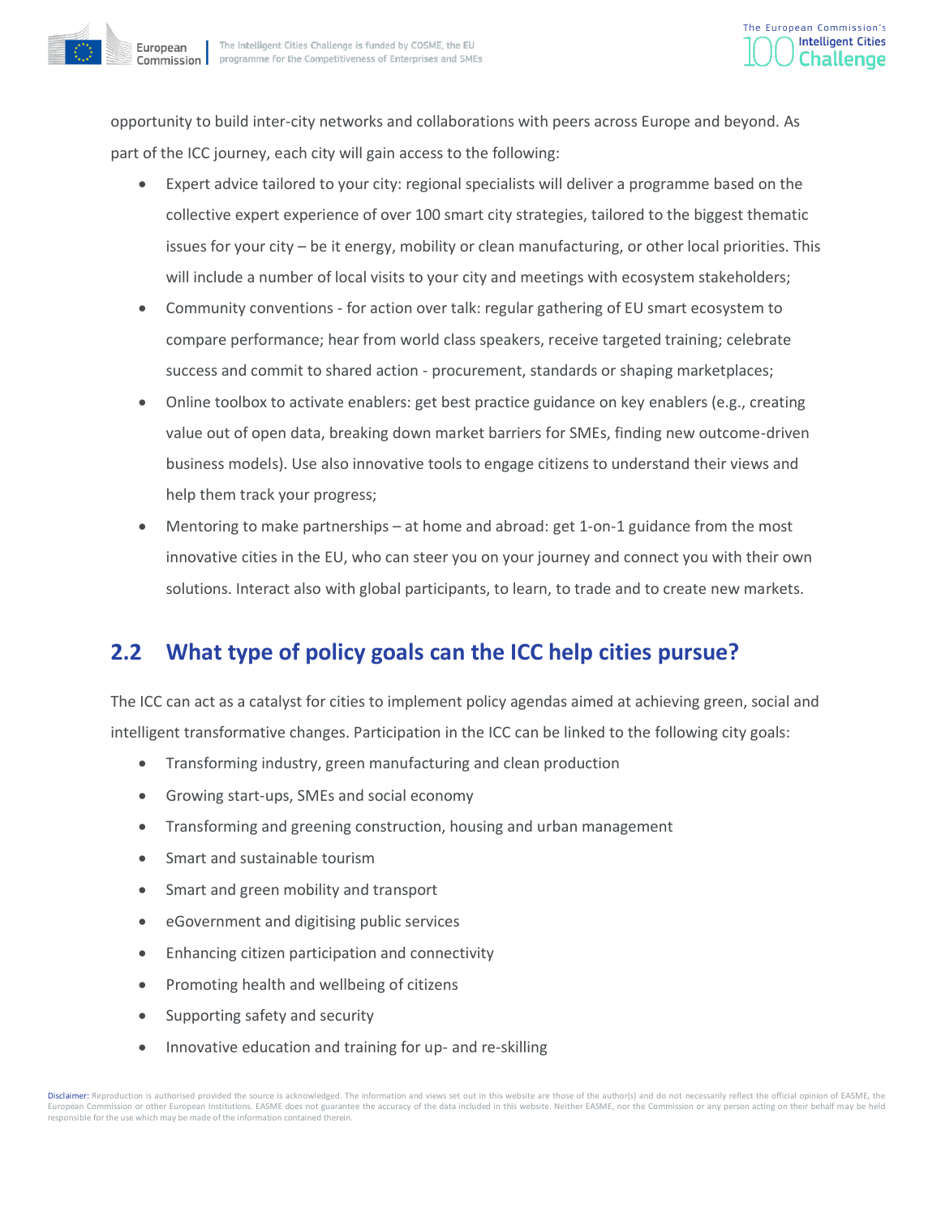opportunity to build inter-city networks and collaborations with peers across Europe and beyond. As part of the ICC journey, each city will gain access to the following:

- Expert advice tailored to your city: regional specialists will deliver a programme based on the collective expert experience of over 100 smart city strategies, tailored to the biggest thematic issues for your city – be it energy, mobility or clean manufacturing, or other local priorities. This will include a number of local visits to your city and meetings with ecosystem stakeholders;
- Community conventions - for action over talk: regular gathering of EU smart ecosystem to compare performance; hear from world class speakers, receive targeted training; celebrate success and commit to shared action - procurement, standards or shaping marketplaces;
- Online toolbox to activate enablers: get best practice guidance on key enablers (e.g., creating value out of open data, breaking down market barriers for SMEs, finding new outcome-driven business models). Use also innovative tools to engage citizens to understand their views and help them track your progress;
- Mentoring to make partnerships – at home and abroad: get 1-on-1 guidance from the most innovative cities in the EU, who can steer you on your journey and connect you with their own solutions. Interact also with global participants, to learn, to trade and to create new markets.

## 2.2 What type of policy goals can the ICC help cities pursue?

The ICC can act as a catalyst for cities to implement policy agendas aimed at achieving green, social and intelligent transformative changes. Participation in the ICC can be linked to the following city goals:

- Transforming industry, green manufacturing and clean production
- Growing start-ups, SMEs and social economy
- Transforming and greening construction, housing and urban management
- Smart and sustainable tourism
- Smart and green mobility and transport
- eGovernment and digitising public services
- Enhancing citizen participation and connectivity
- Promoting health and wellbeing of citizens
- Supporting safety and security
- Innovative education and training for up- and re-skilling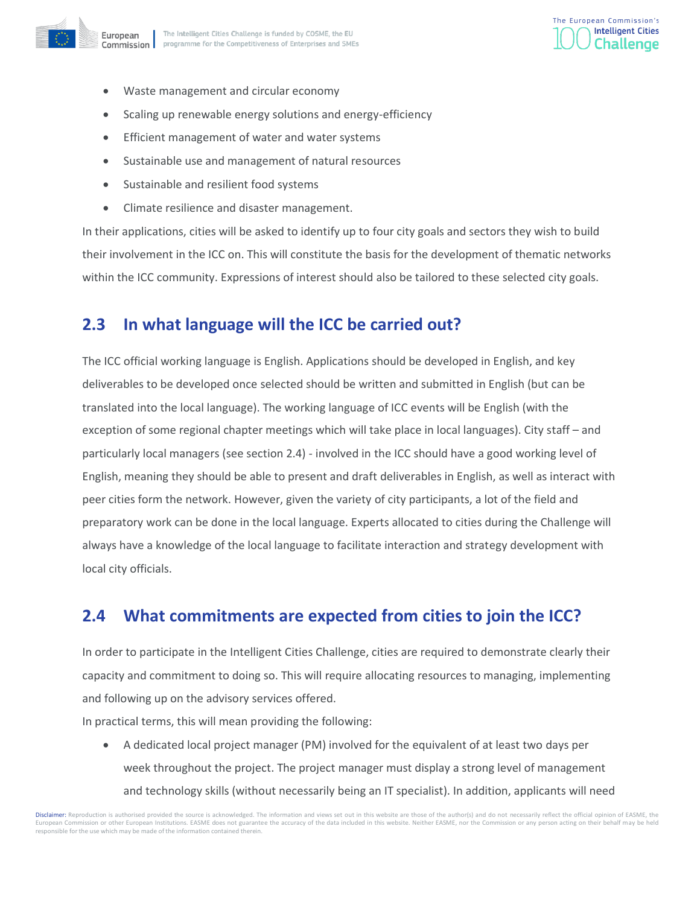- Waste management and circular economy
- Scaling up renewable energy solutions and energy-efficiency
- Efficient management of water and water systems
- Sustainable use and management of natural resources
- Sustainable and resilient food systems
- Climate resilience and disaster management.

In their applications, cities will be asked to identify up to four city goals and sectors they wish to build their involvement in the ICC on. This will constitute the basis for the development of thematic networks within the ICC community. Expressions of interest should also be tailored to these selected city goals.

## 2.3 In what language will the ICC be carried out?

The ICC official working language is English. Applications should be developed in English, and key deliverables to be developed once selected should be written and submitted in English (but can be translated into the local language). The working language of ICC events will be English (with the exception of some regional chapter meetings which will take place in local languages). City staff – and particularly local managers (see section 2.4) - involved in the ICC should have a good working level of English, meaning they should be able to present and draft deliverables in English, as well as interact with peer cities form the network. However, given the variety of city participants, a lot of the field and preparatory work can be done in the local language. Experts allocated to cities during the Challenge will always have a knowledge of the local language to facilitate interaction and strategy development with local city officials.

## 2.4 What commitments are expected from cities to join the ICC?

In order to participate in the Intelligent Cities Challenge, cities are required to demonstrate clearly their capacity and commitment to doing so. This will require allocating resources to managing, implementing and following up on the advisory services offered.

In practical terms, this will mean providing the following:

- A dedicated local project manager (PM) involved for the equivalent of at least two days per week throughout the project. The project manager must display a strong level of management and technology skills (without necessarily being an IT specialist). In addition, applicants will need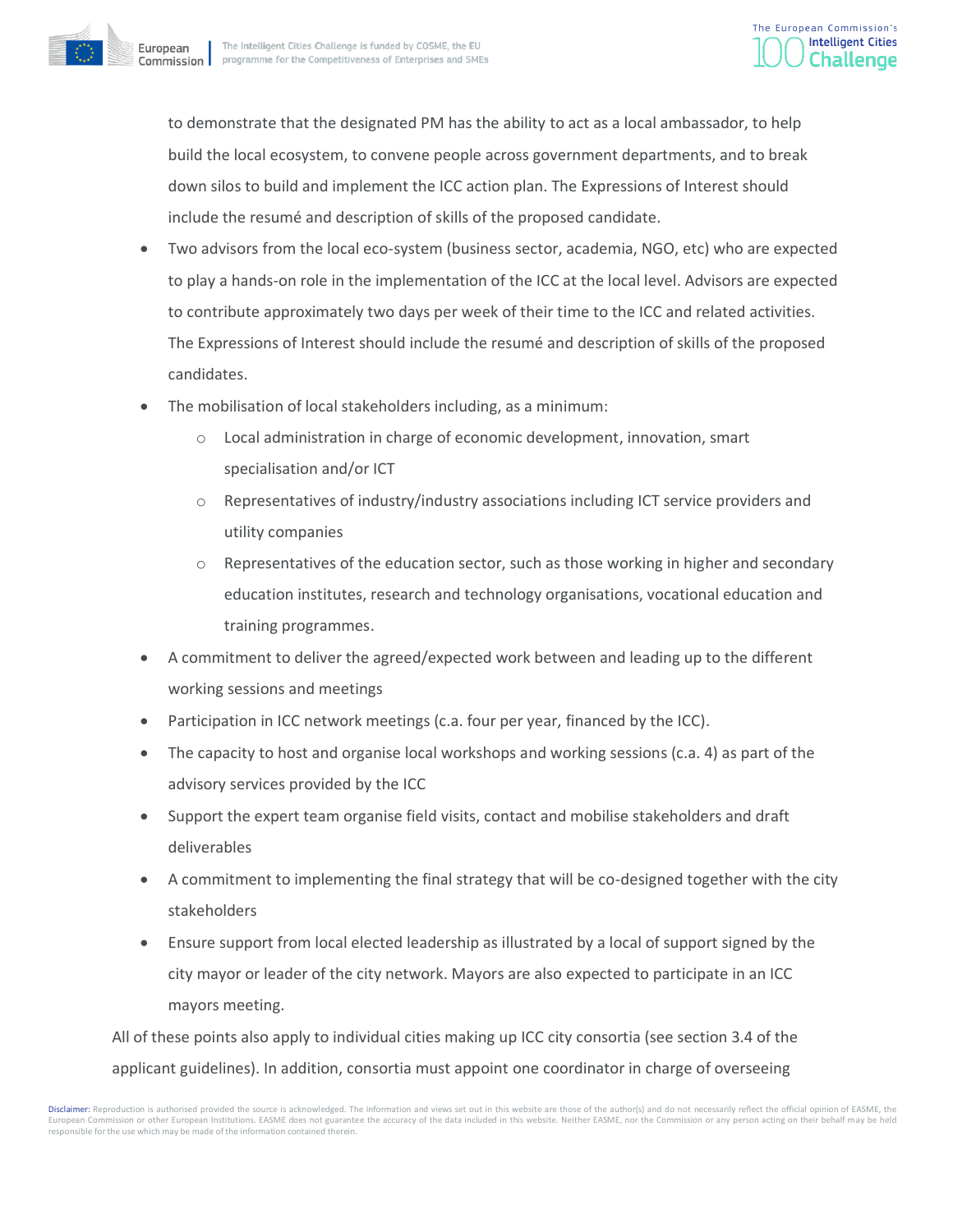to demonstrate that the designated PM has the ability to act as a local ambassador, to help build the local ecosystem, to convene people across government departments, and to break down silos to build and implement the ICC action plan. The Expressions of Interest should include the resumé and description of skills of the proposed candidate.

- Two advisors from the local eco-system (business sector, academia, NGO, etc) who are expected to play a hands-on role in the implementation of the ICC at the local level. Advisors are expected to contribute approximately two days per week of their time to the ICC and related activities. The Expressions of Interest should include the resumé and description of skills of the proposed candidates.
- The mobilisation of local stakeholders including, as a minimum:
  - Local administration in charge of economic development, innovation, smart specialisation and/or ICT
  - Representatives of industry/industry associations including ICT service providers and utility companies
  - Representatives of the education sector, such as those working in higher and secondary education institutes, research and technology organisations, vocational education and training programmes.
- A commitment to deliver the agreed/expected work between and leading up to the different working sessions and meetings
- Participation in ICC network meetings (c.a. four per year, financed by the ICC).
- The capacity to host and organise local workshops and working sessions (c.a. 4) as part of the advisory services provided by the ICC
- Support the expert team organise field visits, contact and mobilise stakeholders and draft deliverables
- A commitment to implementing the final strategy that will be co-designed together with the city stakeholders
- Ensure support from local elected leadership as illustrated by a local of support signed by the city mayor or leader of the city network. Mayors are also expected to participate in an ICC mayors meeting.

All of these points also apply to individual cities making up ICC city consortia (see section 3.4 of the applicant guidelines). In addition, consortia must appoint one coordinator in charge of overseeing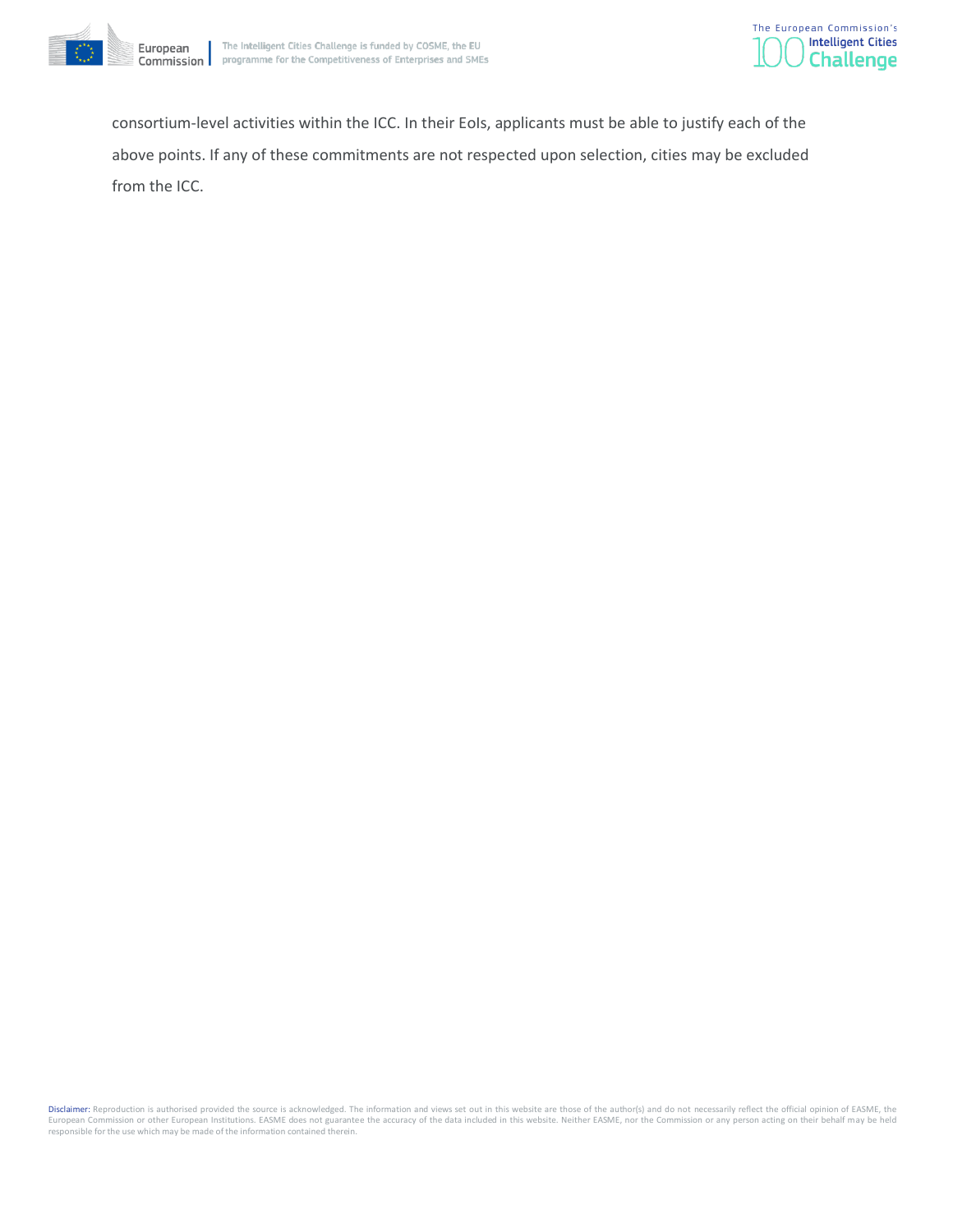consortium-level activities within the ICC. In their EoIs, applicants must be able to justify each of the above points. If any of these commitments are not respected upon selection, cities may be excluded from the ICC.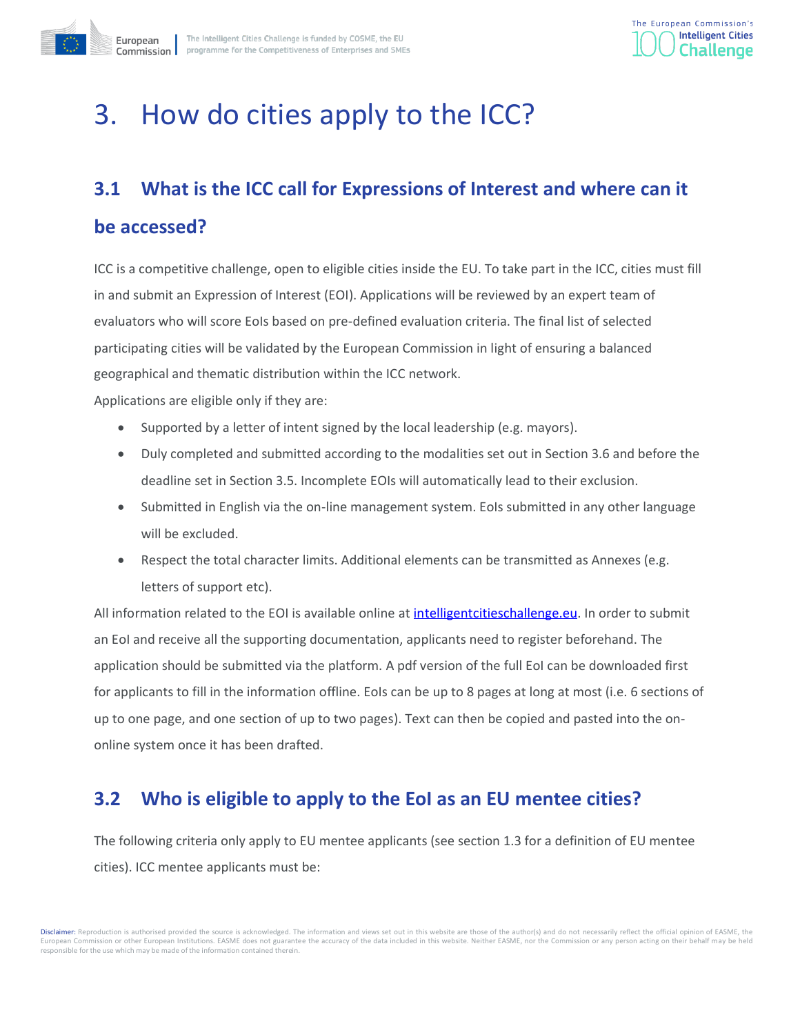# 3. How do cities apply to the ICC?

## 3.1 What is the ICC call for Expressions of Interest and where can it be accessed?

ICC is a competitive challenge, open to eligible cities inside the EU. To take part in the ICC, cities must fill in and submit an Expression of Interest (EOI). Applications will be reviewed by an expert team of evaluators who will score EoIs based on pre-defined evaluation criteria. The final list of selected participating cities will be validated by the European Commission in light of ensuring a balanced geographical and thematic distribution within the ICC network.

Applications are eligible only if they are:

- Supported by a letter of intent signed by the local leadership (e.g. mayors).
- Duly completed and submitted according to the modalities set out in Section 3.6 and before the deadline set in Section 3.5. Incomplete EOIs will automatically lead to their exclusion.
- Submitted in English via the on-line management system. EoIs submitted in any other language will be excluded.
- Respect the total character limits. Additional elements can be transmitted as Annexes (e.g. letters of support etc).

All information related to the EOI is available online at [intelligentcitieschallenge.eu](intelligentcitieschallenge.eu). In order to submit an EoI and receive all the supporting documentation, applicants need to register beforehand. The application should be submitted via the platform. A pdf version of the full EoI can be downloaded first for applicants to fill in the information offline. EoIs can be up to 8 pages at long at most (i.e. 6 sections of up to one page, and one section of up to two pages). Text can then be copied and pasted into the on-online system once it has been drafted.

## 3.2 Who is eligible to apply to the EoI as an EU mentee cities?

The following criteria only apply to EU mentee applicants (see section 1.3 for a definition of EU mentee cities). ICC mentee applicants must be: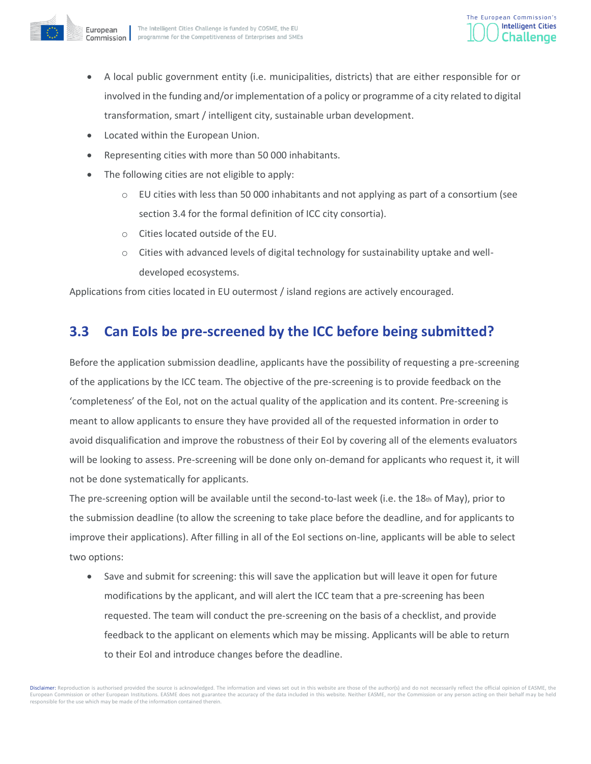- A local public government entity (i.e. municipalities, districts) that are either responsible for or involved in the funding and/or implementation of a policy or programme of a city related to digital transformation, smart / intelligent city, sustainable urban development.
- Located within the European Union.
- Representing cities with more than 50 000 inhabitants.
- The following cities are not eligible to apply:
  - EU cities with less than 50 000 inhabitants and not applying as part of a consortium (see section 3.4 for the formal definition of ICC city consortia).
  - Cities located outside of the EU.
  - Cities with advanced levels of digital technology for sustainability uptake and well-developed ecosystems.

Applications from cities located in EU outermost / island regions are actively encouraged.

## 3.3 Can EoIs be pre-screened by the ICC before being submitted?

Before the application submission deadline, applicants have the possibility of requesting a pre-screening of the applications by the ICC team. The objective of the pre-screening is to provide feedback on the 'completeness' of the EoI, not on the actual quality of the application and its content. Pre-screening is meant to allow applicants to ensure they have provided all of the requested information in order to avoid disqualification and improve the robustness of their EoI by covering all of the elements evaluators will be looking to assess. Pre-screening will be done only on-demand for applicants who request it, it will not be done systematically for applicants.

The pre-screening option will be available until the second-to-last week (i.e. the 18th of May), prior to the submission deadline (to allow the screening to take place before the deadline, and for applicants to improve their applications). After filling in all of the EoI sections on-line, applicants will be able to select two options:

- Save and submit for screening: this will save the application but will leave it open for future modifications by the applicant, and will alert the ICC team that a pre-screening has been requested. The team will conduct the pre-screening on the basis of a checklist, and provide feedback to the applicant on elements which may be missing. Applicants will be able to return to their EoI and introduce changes before the deadline.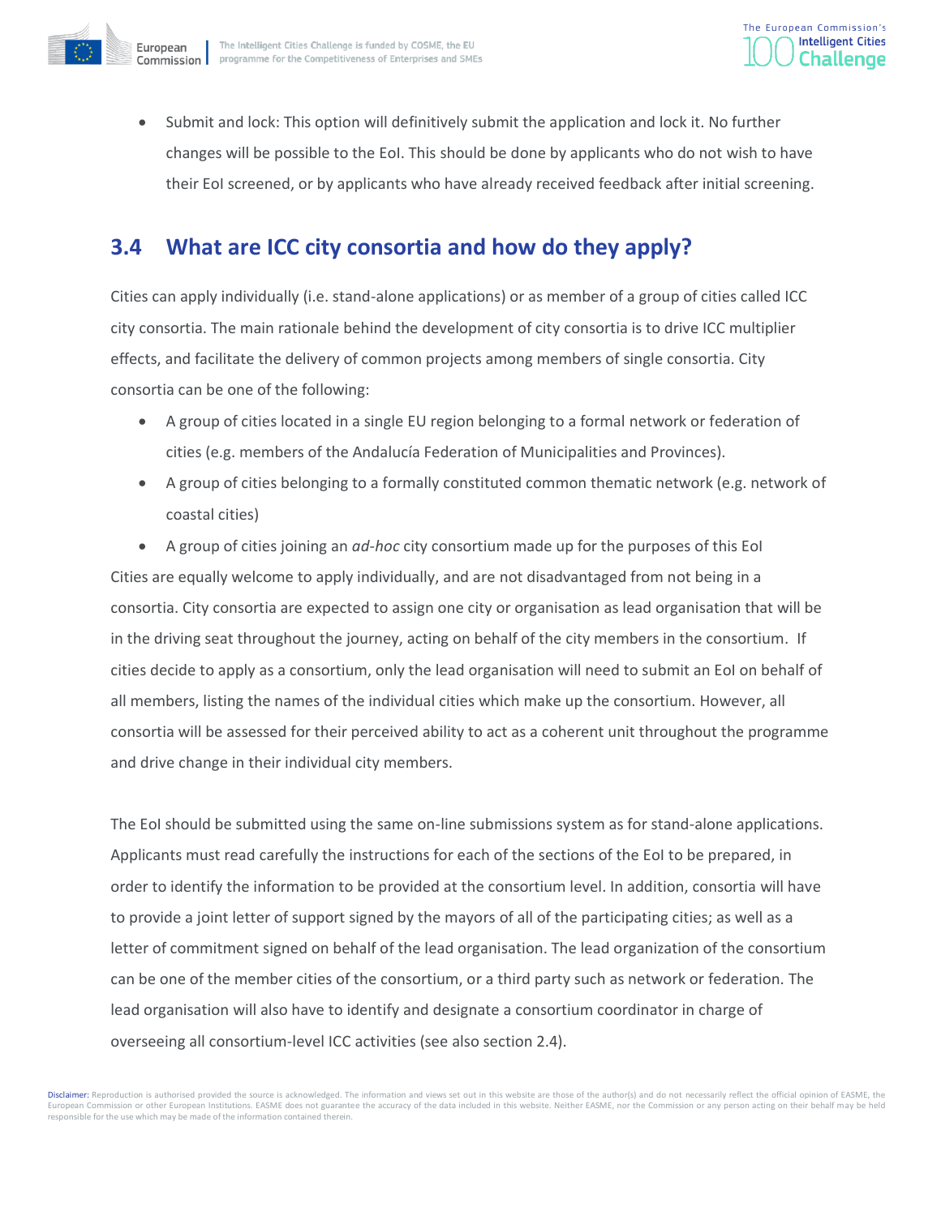- Submit and lock: This option will definitively submit the application and lock it. No further changes will be possible to the EoI. This should be done by applicants who do not wish to have their EoI screened, or by applicants who have already received feedback after initial screening.

## 3.4 What are ICC city consortia and how do they apply?

Cities can apply individually (i.e. stand-alone applications) or as member of a group of cities called ICC city consortia. The main rationale behind the development of city consortia is to drive ICC multiplier effects, and facilitate the delivery of common projects among members of single consortia. City consortia can be one of the following:

- A group of cities located in a single EU region belonging to a formal network or federation of cities (e.g. members of the Andalucía Federation of Municipalities and Provinces).
- A group of cities belonging to a formally constituted common thematic network (e.g. network of coastal cities)
- A group of cities joining an *ad-hoc* city consortium made up for the purposes of this EoI

Cities are equally welcome to apply individually, and are not disadvantaged from not being in a consortia. City consortia are expected to assign one city or organisation as lead organisation that will be in the driving seat throughout the journey, acting on behalf of the city members in the consortium. If cities decide to apply as a consortium, only the lead organisation will need to submit an EoI on behalf of all members, listing the names of the individual cities which make up the consortium. However, all consortia will be assessed for their perceived ability to act as a coherent unit throughout the programme and drive change in their individual city members.

The EoI should be submitted using the same on-line submissions system as for stand-alone applications. Applicants must read carefully the instructions for each of the sections of the EoI to be prepared, in order to identify the information to be provided at the consortium level. In addition, consortia will have to provide a joint letter of support signed by the mayors of all of the participating cities; as well as a letter of commitment signed on behalf of the lead organisation. The lead organization of the consortium can be one of the member cities of the consortium, or a third party such as network or federation. The lead organisation will also have to identify and designate a consortium coordinator in charge of overseeing all consortium-level ICC activities (see also section 2.4).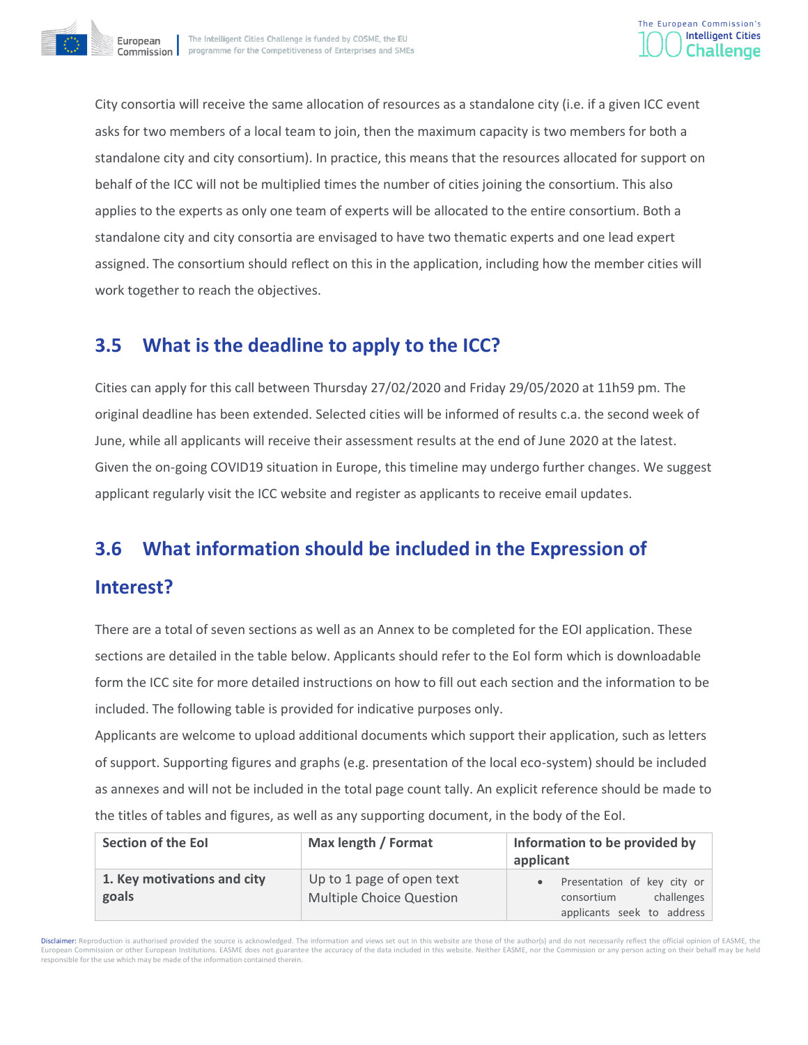City consortia will receive the same allocation of resources as a standalone city (i.e. if a given ICC event asks for two members of a local team to join, then the maximum capacity is two members for both a standalone city and city consortium). In practice, this means that the resources allocated for support on behalf of the ICC will not be multiplied times the number of cities joining the consortium. This also applies to the experts as only one team of experts will be allocated to the entire consortium. Both a standalone city and city consortia are envisaged to have two thematic experts and one lead expert assigned. The consortium should reflect on this in the application, including how the member cities will work together to reach the objectives.

## 3.5 What is the deadline to apply to the ICC?

Cities can apply for this call between Thursday 27/02/2020 and Friday 29/05/2020 at 11h59 pm. The original deadline has been extended. Selected cities will be informed of results c.a. the second week of June, while all applicants will receive their assessment results at the end of June 2020 at the latest. Given the on-going COVID19 situation in Europe, this timeline may undergo further changes. We suggest applicant regularly visit the ICC website and register as applicants to receive email updates.

## 3.6 What information should be included in the Expression of Interest?

There are a total of seven sections as well as an Annex to be completed for the EOI application. These sections are detailed in the table below. Applicants should refer to the EoI form which is downloadable form the ICC site for more detailed instructions on how to fill out each section and the information to be included. The following table is provided for indicative purposes only.

Applicants are welcome to upload additional documents which support their application, such as letters of support. Supporting figures and graphs (e.g. presentation of the local eco-system) should be included as annexes and will not be included in the total page count tally. An explicit reference should be made to the titles of tables and figures, as well as any supporting document, in the body of the EoI.

| Section of the EoI | Max length / Format | Information to be provided by applicant |
|---|---|---|
| **1. Key motivations and city goals** | Up to 1 page of open text<br>Multiple Choice Question | • Presentation of key city or consortium challenges applicants seek to address |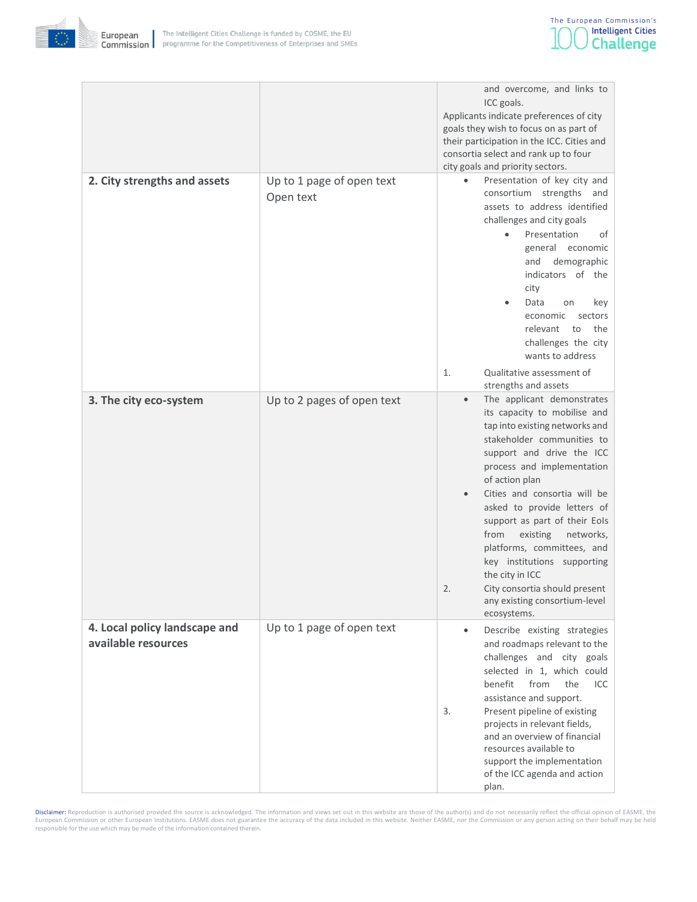| | | |
|---|---|---|
| | | and overcome, and links to ICC goals.<br>Applicants indicate preferences of city goals they wish to focus on as part of their participation in the ICC. Cities and consortia select and rank up to four city goals and priority sectors. |
| **2. City strengths and assets** | Up to 1 page of open text<br>Open text | • Presentation of key city and consortium strengths and assets to address identified challenges and city goals<br>  • Presentation of general economic and demographic indicators of the city<br>  • Data on key economic sectors relevant to the challenges the city wants to address<br>1. Qualitative assessment of strengths and assets |
| **3. The city eco-system** | Up to 2 pages of open text | • The applicant demonstrates its capacity to mobilise and tap into existing networks and stakeholder communities to support and drive the ICC process and implementation of action plan<br>• Cities and consortia will be asked to provide letters of support as part of their EoIs from existing networks, platforms, committees, and key institutions supporting the city in ICC<br>2. City consortia should present any existing consortium-level ecosystems. |
| **4. Local policy landscape and available resources** | Up to 1 page of open text | • Describe existing strategies and roadmaps relevant to the challenges and city goals selected in 1, which could benefit from the ICC assistance and support.<br>3. Present pipeline of existing projects in relevant fields, and an overview of financial resources available to support the implementation of the ICC agenda and action plan. |

Disclaimer: Reproduction is authorised provided the source is acknowledged. The information and views set out in this website are those of the author(s) and do not necessarily reflect the official opinion of EASME, the European Commission or other European Institutions. EASME does not guarantee the accuracy of the data included in this website. Neither EASME, nor the Commission or any person acting on their behalf may be held responsible for the use which may be made of the information contained therein.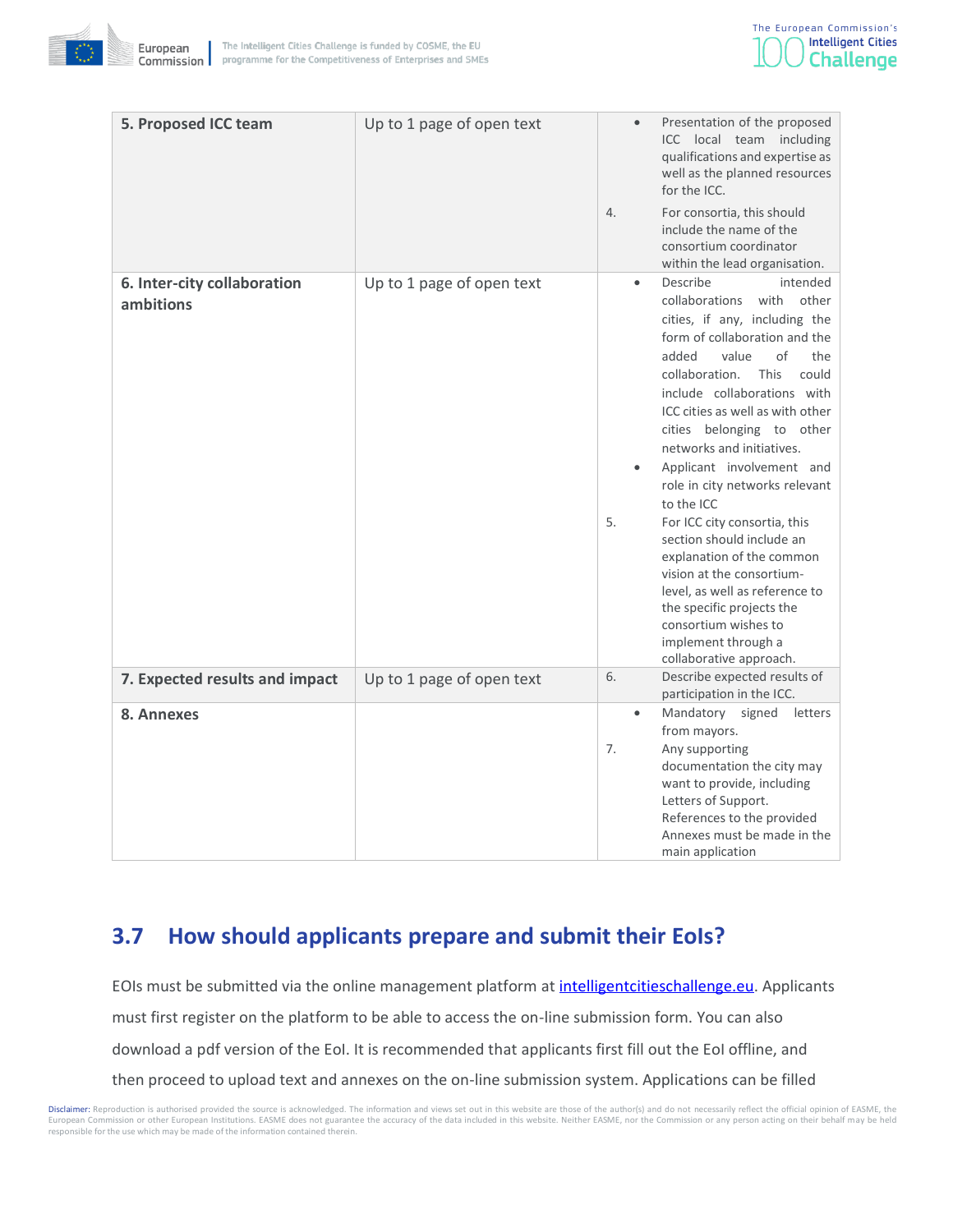| 5. Proposed ICC team | Up to 1 page of open text | • Presentation of the proposed ICC local team including qualifications and expertise as well as the planned resources for the ICC.<br>4. For consortia, this should include the name of the consortium coordinator within the lead organisation. |
| --- | --- | --- |
| **6. Inter-city collaboration ambitions** | Up to 1 page of open text | • Describe intended collaborations with other cities, if any, including the form of collaboration and the added value of the collaboration. This could include collaborations with ICC cities as well as with other cities belonging to other networks and initiatives.<br>• Applicant involvement and role in city networks relevant to the ICC<br>5. For ICC city consortia, this section should include an explanation of the common vision at the consortium-level, as well as reference to the specific projects the consortium wishes to implement through a collaborative approach. |
| **7. Expected results and impact** | Up to 1 page of open text | 6. Describe expected results of participation in the ICC. |
| **8. Annexes** | | • Mandatory signed letters from mayors.<br>7. Any supporting documentation the city may want to provide, including Letters of Support. References to the provided Annexes must be made in the main application |

## 3.7 How should applicants prepare and submit their EoIs?

EOIs must be submitted via the online management platform at intelligentcitieschallenge.eu. Applicants must first register on the platform to be able to access the on-line submission form. You can also download a pdf version of the EoI. It is recommended that applicants first fill out the EoI offline, and then proceed to upload text and annexes on the on-line submission system. Applications can be filled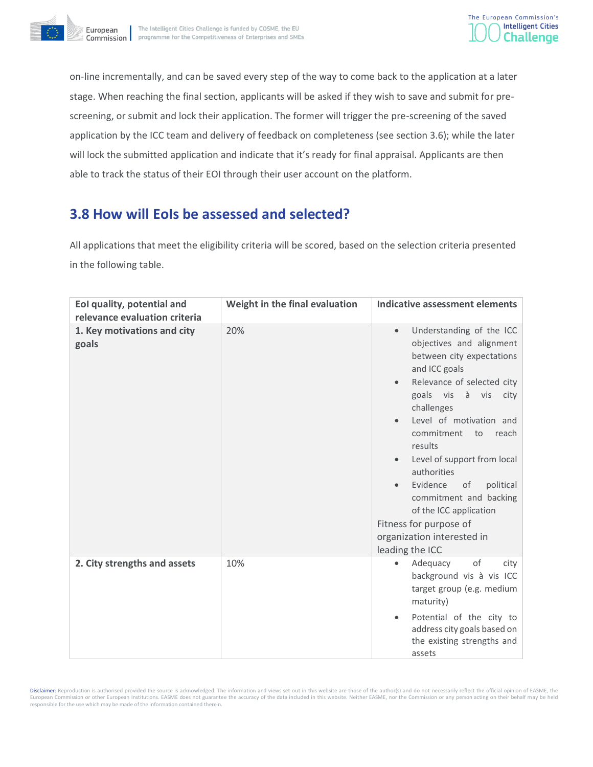on-line incrementally, and can be saved every step of the way to come back to the application at a later stage. When reaching the final section, applicants will be asked if they wish to save and submit for pre-screening, or submit and lock their application. The former will trigger the pre-screening of the saved application by the ICC team and delivery of feedback on completeness (see section 3.6); while the later will lock the submitted application and indicate that it's ready for final appraisal. Applicants are then able to track the status of their EOI through their user account on the platform.

## 3.8 How will EoIs be assessed and selected?

All applications that meet the eligibility criteria will be scored, based on the selection criteria presented in the following table.

| EoI quality, potential and relevance evaluation criteria | Weight in the final evaluation | Indicative assessment elements |
|---|---|---|
| **1. Key motivations and city goals** | 20% | • Understanding of the ICC objectives and alignment between city expectations and ICC goals<br>• Relevance of selected city goals vis à vis city challenges<br>• Level of motivation and commitment to reach results<br>• Level of support from local authorities<br>• Evidence of political commitment and backing of the ICC application<br>Fitness for purpose of organization interested in leading the ICC |
| **2. City strengths and assets** | 10% | • Adequacy of city background vis à vis ICC target group (e.g. medium maturity)<br>• Potential of the city to address city goals based on the existing strengths and assets |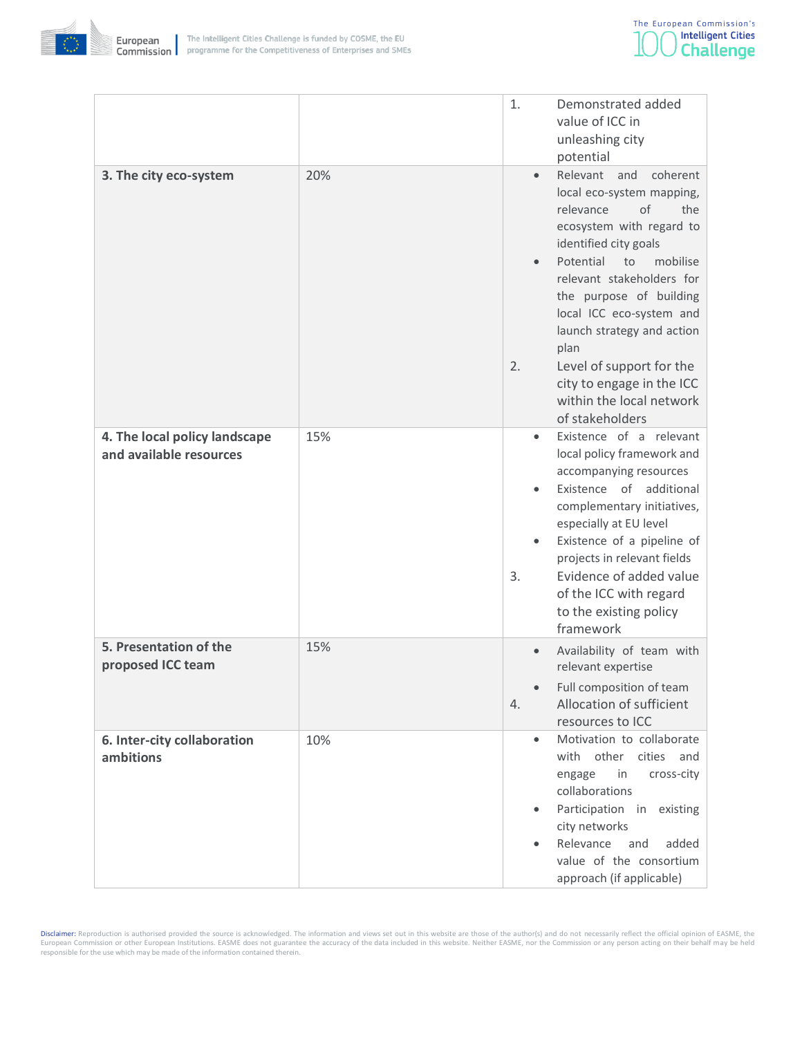| | | |
|---|---|---|
| | | 1. Demonstrated added value of ICC in unleashing city potential |
| **3. The city eco-system** | 20% | • Relevant and coherent local eco-system mapping, relevance of the ecosystem with regard to identified city goals<br>• Potential to mobilise relevant stakeholders for the purpose of building local ICC eco-system and launch strategy and action plan<br>2. Level of support for the city to engage in the ICC within the local network of stakeholders |
| **4. The local policy landscape and available resources** | 15% | • Existence of a relevant local policy framework and accompanying resources<br>• Existence of additional complementary initiatives, especially at EU level<br>• Existence of a pipeline of projects in relevant fields<br>3. Evidence of added value of the ICC with regard to the existing policy framework |
| **5. Presentation of the proposed ICC team** | 15% | • Availability of team with relevant expertise<br>• Full composition of team<br>4. Allocation of sufficient resources to ICC |
| **6. Inter-city collaboration ambitions** | 10% | • Motivation to collaborate with other cities and engage in cross-city collaborations<br>• Participation in existing city networks<br>• Relevance and added value of the consortium approach (if applicable) |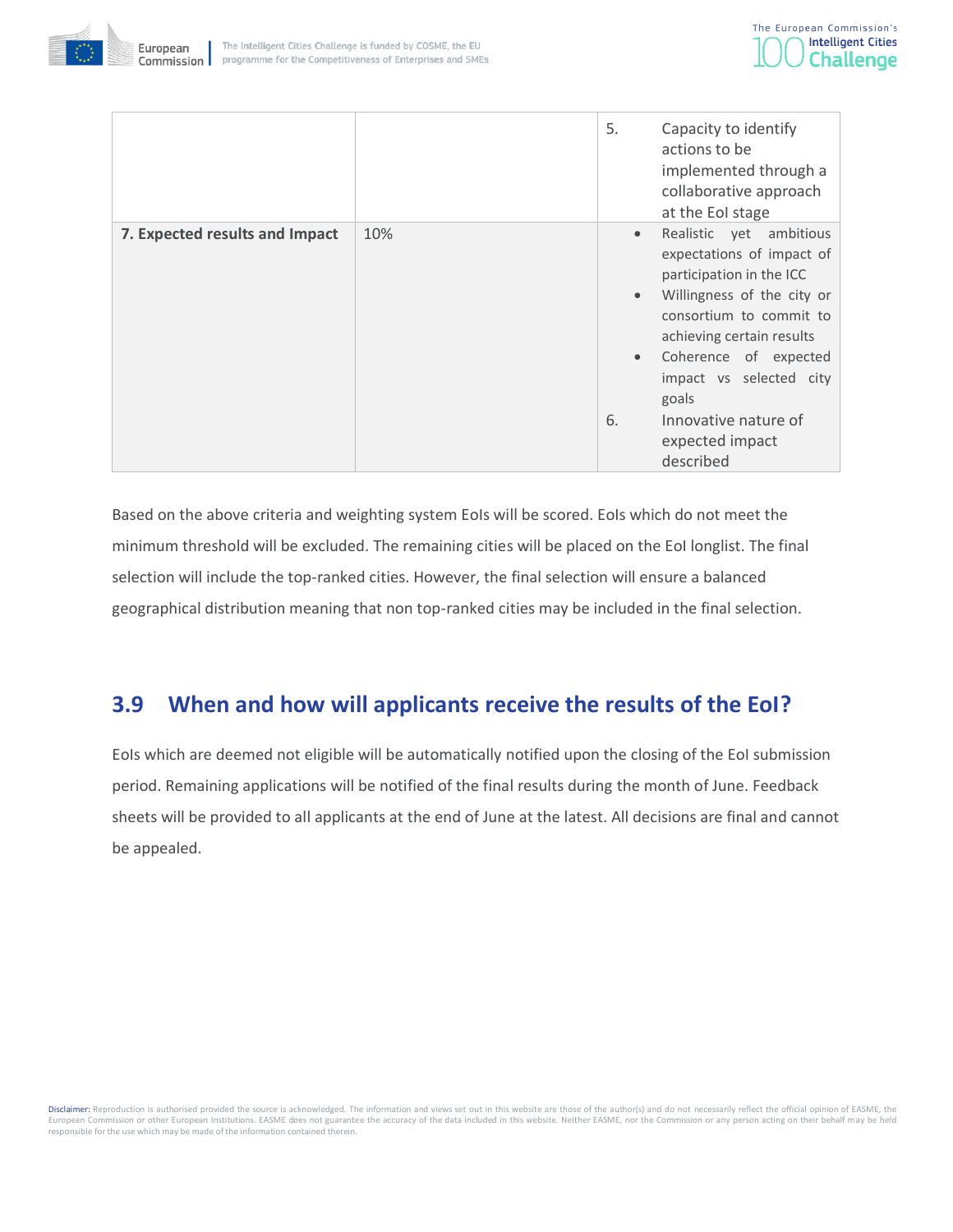| | | |
|---|---|---|
| | | 5. Capacity to identify actions to be implemented through a collaborative approach at the EoI stage |
| **7. Expected results and Impact** | 10% | • Realistic yet ambitious expectations of impact of participation in the ICC<br>• Willingness of the city or consortium to commit to achieving certain results<br>• Coherence of expected impact vs selected city goals<br>6. Innovative nature of expected impact described |

Based on the above criteria and weighting system EoIs will be scored. EoIs which do not meet the minimum threshold will be excluded. The remaining cities will be placed on the EoI longlist. The final selection will include the top-ranked cities. However, the final selection will ensure a balanced geographical distribution meaning that non top-ranked cities may be included in the final selection.

## 3.9 When and how will applicants receive the results of the EoI?

EoIs which are deemed not eligible will be automatically notified upon the closing of the EoI submission period. Remaining applications will be notified of the final results during the month of June. Feedback sheets will be provided to all applicants at the end of June at the latest. All decisions are final and cannot be appealed.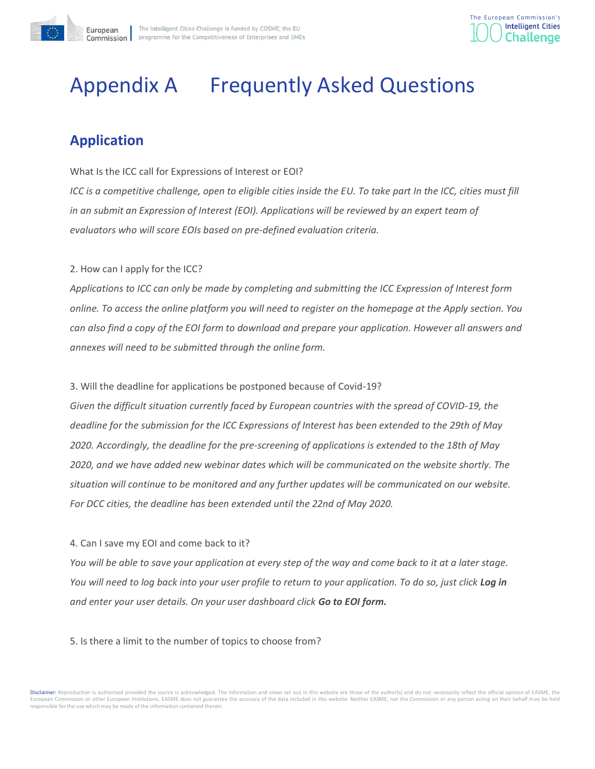# Appendix A Frequently Asked Questions

## Application

What Is the ICC call for Expressions of Interest or EOI?

*ICC is a competitive challenge, open to eligible cities inside the EU. To take part In the ICC, cities must fill in an submit an Expression of Interest (EOI). Applications will be reviewed by an expert team of evaluators who will score EOIs based on pre-defined evaluation criteria.*

2. How can I apply for the ICC?

*Applications to ICC can only be made by completing and submitting the ICC Expression of Interest form online. To access the online platform you will need to register on the homepage at the Apply section. You can also find a copy of the EOI form to download and prepare your application. However all answers and annexes will need to be submitted through the online form.*

3. Will the deadline for applications be postponed because of Covid-19?

*Given the difficult situation currently faced by European countries with the spread of COVID-19, the deadline for the submission for the ICC Expressions of Interest has been extended to the 29th of May 2020. Accordingly, the deadline for the pre-screening of applications is extended to the 18th of May 2020, and we have added new webinar dates which will be communicated on the website shortly. The situation will continue to be monitored and any further updates will be communicated on our website. For DCC cities, the deadline has been extended until the 22nd of May 2020.*

4. Can I save my EOI and come back to it?

*You will be able to save your application at every step of the way and come back to it at a later stage. You will need to log back into your user profile to return to your application. To do so, just click **Log in** and enter your user details. On your user dashboard click **Go to EOI form.***

5. Is there a limit to the number of topics to choose from?

Disclaimer: Reproduction is authorised provided the source is acknowledged. The information and views set out in this website are those of the author(s) and do not necessarily reflect the official opinion of EASME, the European Commission or other European Institutions. EASME does not guarantee the accuracy of the data included in this website. Neither EASME, nor the Commission or any person acting on their behalf may be held responsible for the use which may be made of the information contained therein.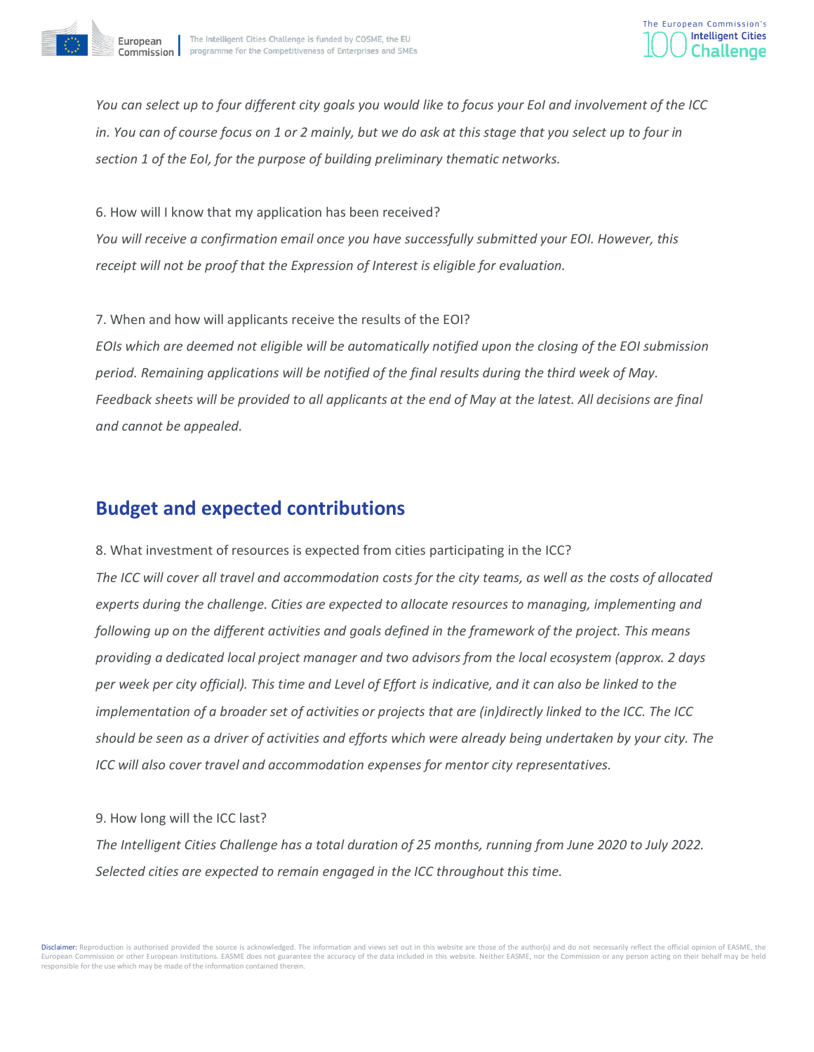*You can select up to four different city goals you would like to focus your EoI and involvement of the ICC in. You can of course focus on 1 or 2 mainly, but we do ask at this stage that you select up to four in section 1 of the EoI, for the purpose of building preliminary thematic networks.*

6. How will I know that my application has been received?

*You will receive a confirmation email once you have successfully submitted your EOI. However, this receipt will not be proof that the Expression of Interest is eligible for evaluation.*

7. When and how will applicants receive the results of the EOI?

*EOIs which are deemed not eligible will be automatically notified upon the closing of the EOI submission period. Remaining applications will be notified of the final results during the third week of May. Feedback sheets will be provided to all applicants at the end of May at the latest. All decisions are final and cannot be appealed.*

## Budget and expected contributions

8. What investment of resources is expected from cities participating in the ICC?

*The ICC will cover all travel and accommodation costs for the city teams, as well as the costs of allocated experts during the challenge. Cities are expected to allocate resources to managing, implementing and following up on the different activities and goals defined in the framework of the project. This means providing a dedicated local project manager and two advisors from the local ecosystem (approx. 2 days per week per city official). This time and Level of Effort is indicative, and it can also be linked to the implementation of a broader set of activities or projects that are (in)directly linked to the ICC. The ICC should be seen as a driver of activities and efforts which were already being undertaken by your city. The ICC will also cover travel and accommodation expenses for mentor city representatives.*

9. How long will the ICC last?

*The Intelligent Cities Challenge has a total duration of 25 months, running from June 2020 to July 2022. Selected cities are expected to remain engaged in the ICC throughout this time.*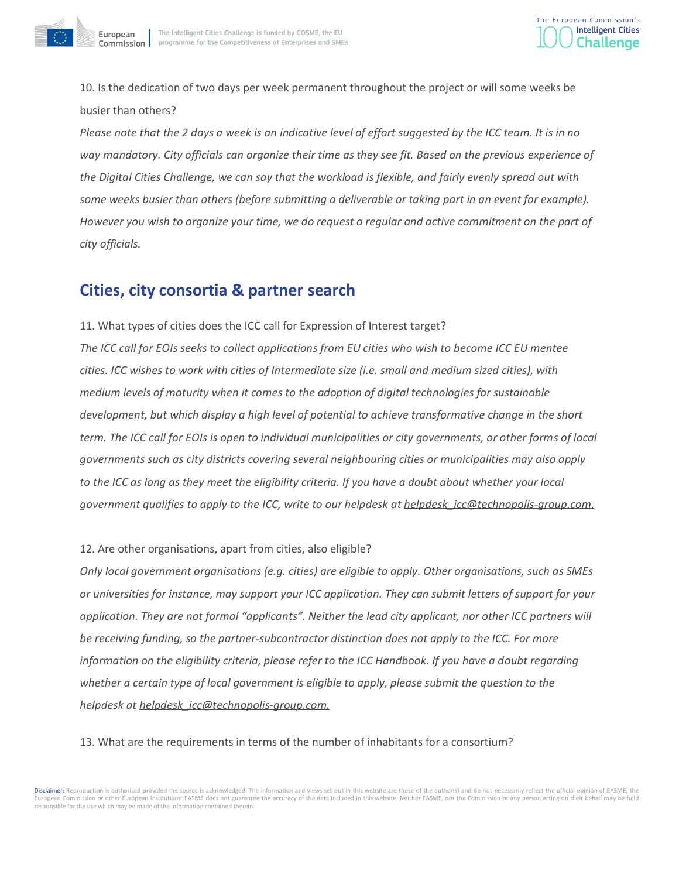10. Is the dedication of two days per week permanent throughout the project or will some weeks be busier than others?

*Please note that the 2 days a week is an indicative level of effort suggested by the ICC team. It is in no way mandatory. City officials can organize their time as they see fit. Based on the previous experience of the Digital Cities Challenge, we can say that the workload is flexible, and fairly evenly spread out with some weeks busier than others (before submitting a deliverable or taking part in an event for example). However you wish to organize your time, we do request a regular and active commitment on the part of city officials.*

## Cities, city consortia & partner search

11. What types of cities does the ICC call for Expression of Interest target?

*The ICC call for EOIs seeks to collect applications from EU cities who wish to become ICC EU mentee cities. ICC wishes to work with cities of Intermediate size (i.e. small and medium sized cities), with medium levels of maturity when it comes to the adoption of digital technologies for sustainable development, but which display a high level of potential to achieve transformative change in the short term. The ICC call for EOIs is open to individual municipalities or city governments, or other forms of local governments such as city districts covering several neighbouring cities or municipalities may also apply to the ICC as long as they meet the eligibility criteria. If you have a doubt about whether your local government qualifies to apply to the ICC, write to our helpdesk at helpdesk_icc@technopolis-group.com.*

12. Are other organisations, apart from cities, also eligible?

*Only local government organisations (e.g. cities) are eligible to apply. Other organisations, such as SMEs or universities for instance, may support your ICC application. They can submit letters of support for your application. They are not formal "applicants". Neither the lead city applicant, nor other ICC partners will be receiving funding, so the partner-subcontractor distinction does not apply to the ICC. For more information on the eligibility criteria, please refer to the ICC Handbook. If you have a doubt regarding whether a certain type of local government is eligible to apply, please submit the question to the helpdesk at helpdesk_icc@technopolis-group.com.*

13. What are the requirements in terms of the number of inhabitants for a consortium?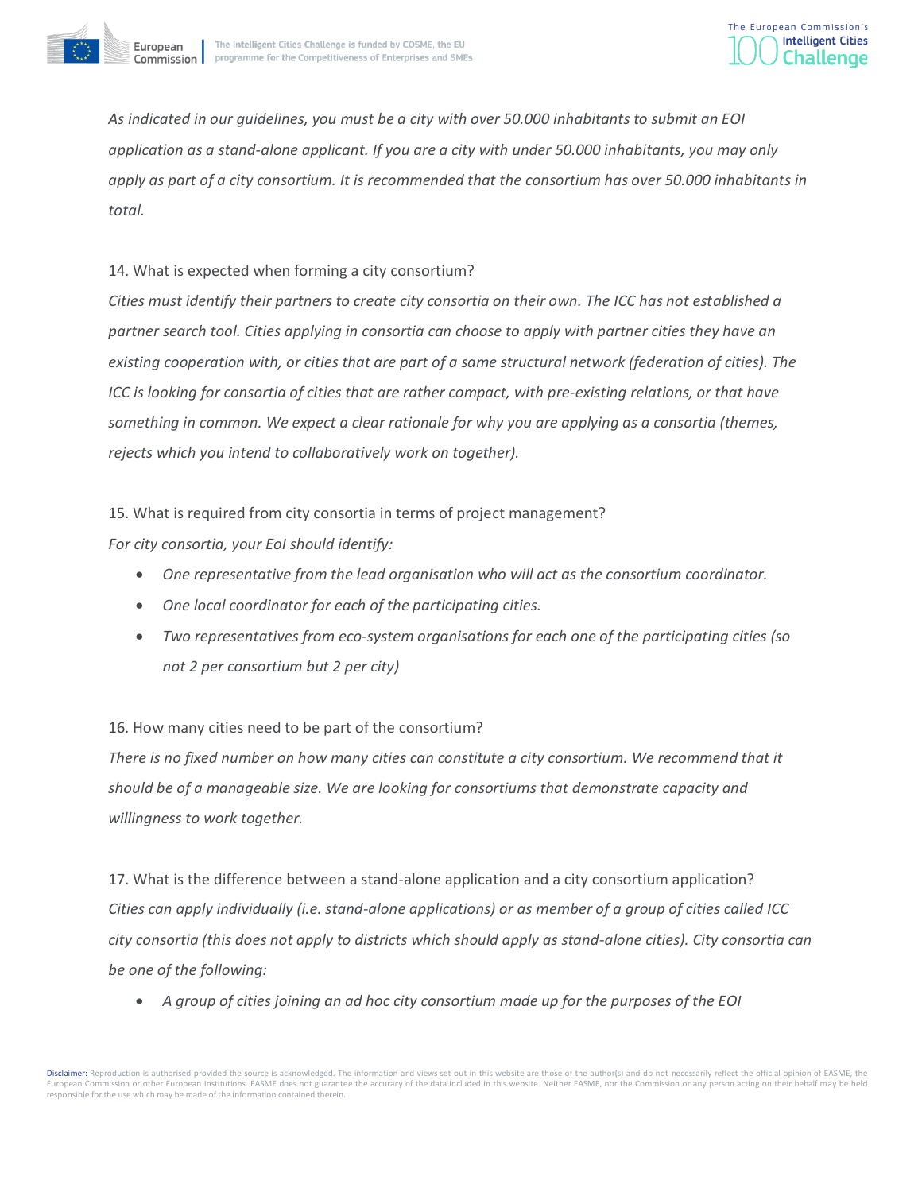*As indicated in our guidelines, you must be a city with over 50.000 inhabitants to submit an EOI application as a stand-alone applicant. If you are a city with under 50.000 inhabitants, you may only apply as part of a city consortium. It is recommended that the consortium has over 50.000 inhabitants in total.*

14. What is expected when forming a city consortium?

*Cities must identify their partners to create city consortia on their own. The ICC has not established a partner search tool. Cities applying in consortia can choose to apply with partner cities they have an existing cooperation with, or cities that are part of a same structural network (federation of cities). The ICC is looking for consortia of cities that are rather compact, with pre-existing relations, or that have something in common. We expect a clear rationale for why you are applying as a consortia (themes, rejects which you intend to collaboratively work on together).*

15. What is required from city consortia in terms of project management?

*For city consortia, your EoI should identify:*

- *One representative from the lead organisation who will act as the consortium coordinator.*
- *One local coordinator for each of the participating cities.*
- *Two representatives from eco-system organisations for each one of the participating cities (so not 2 per consortium but 2 per city)*

16. How many cities need to be part of the consortium?

*There is no fixed number on how many cities can constitute a city consortium. We recommend that it should be of a manageable size. We are looking for consortiums that demonstrate capacity and willingness to work together.*

17. What is the difference between a stand-alone application and a city consortium application?

*Cities can apply individually (i.e. stand-alone applications) or as member of a group of cities called ICC city consortia (this does not apply to districts which should apply as stand-alone cities). City consortia can be one of the following:*

- *A group of cities joining an ad hoc city consortium made up for the purposes of the EOI*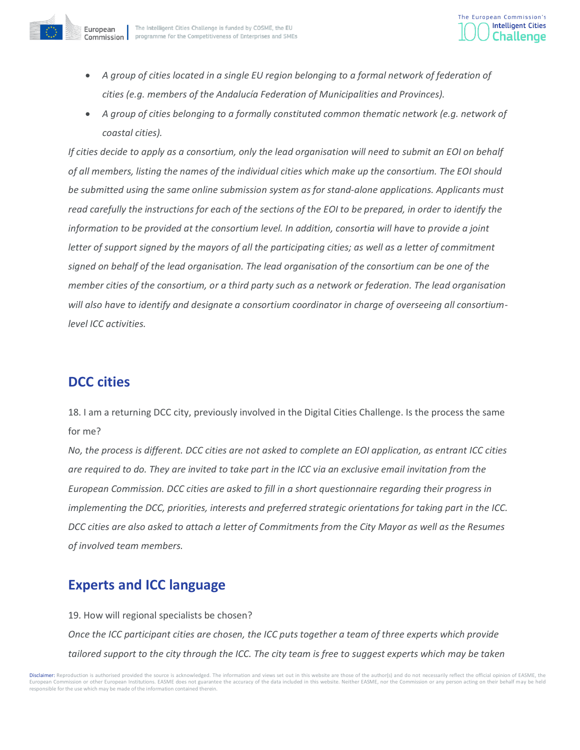- *A group of cities located in a single EU region belonging to a formal network of federation of cities (e.g. members of the Andalucía Federation of Municipalities and Provinces).*
- *A group of cities belonging to a formally constituted common thematic network (e.g. network of coastal cities).*

*If cities decide to apply as a consortium, only the lead organisation will need to submit an EOI on behalf of all members, listing the names of the individual cities which make up the consortium. The EOI should be submitted using the same online submission system as for stand-alone applications. Applicants must read carefully the instructions for each of the sections of the EOI to be prepared, in order to identify the information to be provided at the consortium level. In addition, consortia will have to provide a joint letter of support signed by the mayors of all the participating cities; as well as a letter of commitment signed on behalf of the lead organisation. The lead organisation of the consortium can be one of the member cities of the consortium, or a third party such as a network or federation. The lead organisation will also have to identify and designate a consortium coordinator in charge of overseeing all consortium-level ICC activities.*

## DCC cities

18. I am a returning DCC city, previously involved in the Digital Cities Challenge. Is the process the same for me?

*No, the process is different. DCC cities are not asked to complete an EOI application, as entrant ICC cities are required to do. They are invited to take part in the ICC via an exclusive email invitation from the European Commission. DCC cities are asked to fill in a short questionnaire regarding their progress in implementing the DCC, priorities, interests and preferred strategic orientations for taking part in the ICC. DCC cities are also asked to attach a letter of Commitments from the City Mayor as well as the Resumes of involved team members.*

## Experts and ICC language

19. How will regional specialists be chosen?

*Once the ICC participant cities are chosen, the ICC puts together a team of three experts which provide tailored support to the city through the ICC. The city team is free to suggest experts which may be taken*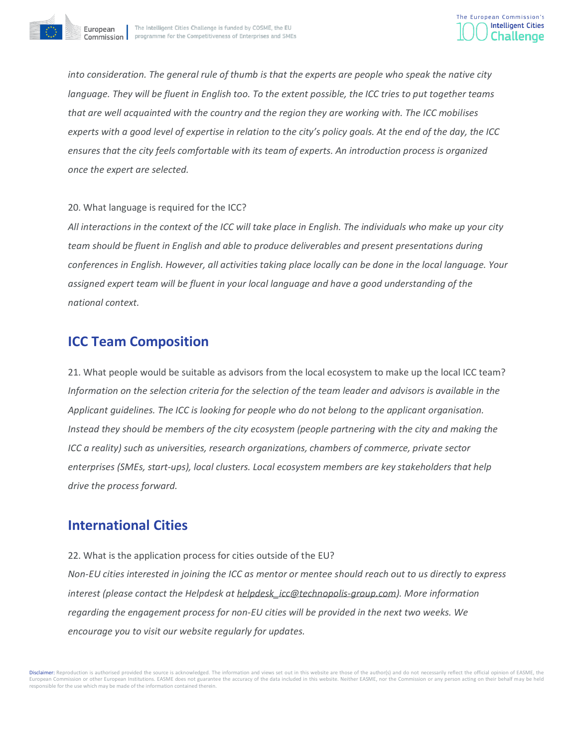*into consideration. The general rule of thumb is that the experts are people who speak the native city language. They will be fluent in English too. To the extent possible, the ICC tries to put together teams that are well acquainted with the country and the region they are working with. The ICC mobilises experts with a good level of expertise in relation to the city's policy goals. At the end of the day, the ICC ensures that the city feels comfortable with its team of experts. An introduction process is organized once the expert are selected.*

20. What language is required for the ICC?

*All interactions in the context of the ICC will take place in English. The individuals who make up your city team should be fluent in English and able to produce deliverables and present presentations during conferences in English. However, all activities taking place locally can be done in the local language. Your assigned expert team will be fluent in your local language and have a good understanding of the national context.*

## ICC Team Composition

21. What people would be suitable as advisors from the local ecosystem to make up the local ICC team?

*Information on the selection criteria for the selection of the team leader and advisors is available in the Applicant guidelines. The ICC is looking for people who do not belong to the applicant organisation. Instead they should be members of the city ecosystem (people partnering with the city and making the ICC a reality) such as universities, research organizations, chambers of commerce, private sector enterprises (SMEs, start-ups), local clusters. Local ecosystem members are key stakeholders that help drive the process forward.*

## International Cities

22. What is the application process for cities outside of the EU?

*Non-EU cities interested in joining the ICC as mentor or mentee should reach out to us directly to express interest (please contact the Helpdesk at helpdesk_icc@technopolis-group.com). More information regarding the engagement process for non-EU cities will be provided in the next two weeks. We encourage you to visit our website regularly for updates.*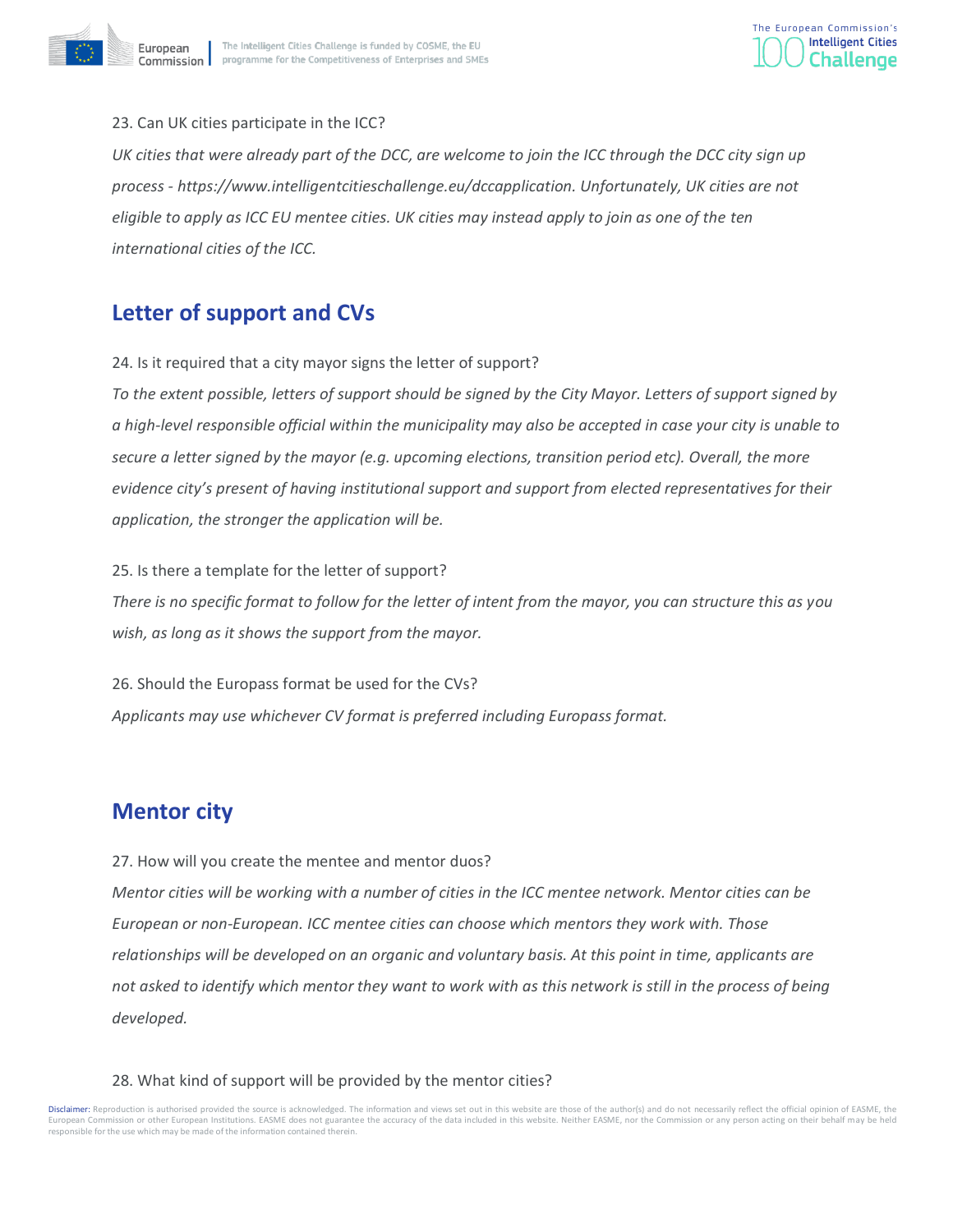23. Can UK cities participate in the ICC?

*UK cities that were already part of the DCC, are welcome to join the ICC through the DCC city sign up process - https://www.intelligentcitieschallenge.eu/dccapplication. Unfortunately, UK cities are not eligible to apply as ICC EU mentee cities. UK cities may instead apply to join as one of the ten international cities of the ICC.*

## Letter of support and CVs

24. Is it required that a city mayor signs the letter of support?

*To the extent possible, letters of support should be signed by the City Mayor. Letters of support signed by a high-level responsible official within the municipality may also be accepted in case your city is unable to secure a letter signed by the mayor (e.g. upcoming elections, transition period etc). Overall, the more evidence city's present of having institutional support and support from elected representatives for their application, the stronger the application will be.*

25. Is there a template for the letter of support?

*There is no specific format to follow for the letter of intent from the mayor, you can structure this as you wish, as long as it shows the support from the mayor.*

26. Should the Europass format be used for the CVs?

*Applicants may use whichever CV format is preferred including Europass format.*

## Mentor city

27. How will you create the mentee and mentor duos?

*Mentor cities will be working with a number of cities in the ICC mentee network. Mentor cities can be European or non-European. ICC mentee cities can choose which mentors they work with. Those relationships will be developed on an organic and voluntary basis. At this point in time, applicants are not asked to identify which mentor they want to work with as this network is still in the process of being developed.*

28. What kind of support will be provided by the mentor cities?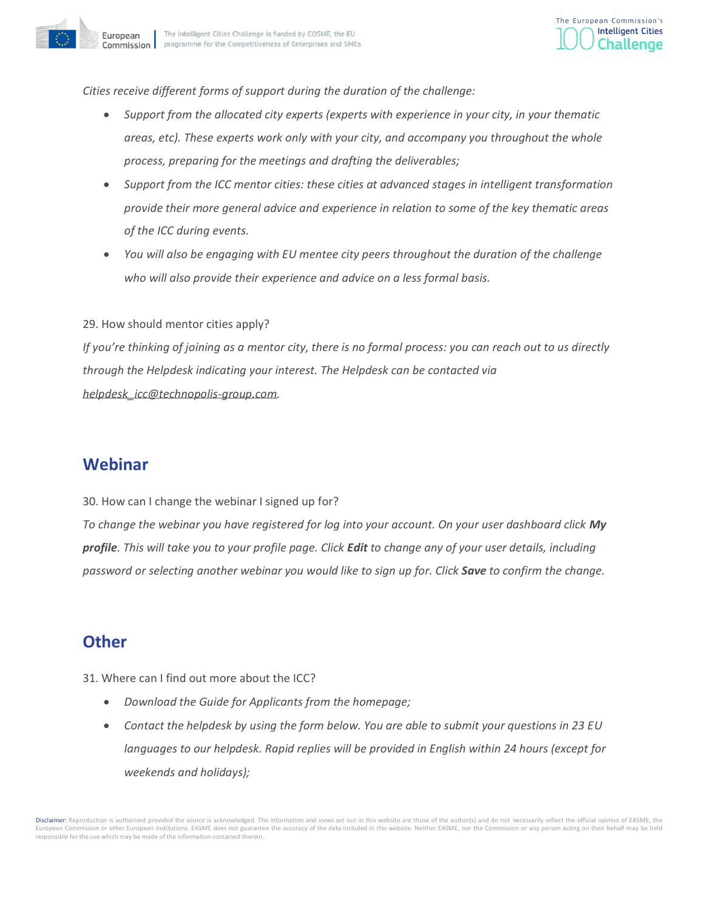*Cities receive different forms of support during the duration of the challenge:*

- *Support from the allocated city experts (experts with experience in your city, in your thematic areas, etc). These experts work only with your city, and accompany you throughout the whole process, preparing for the meetings and drafting the deliverables;*
- *Support from the ICC mentor cities: these cities at advanced stages in intelligent transformation provide their more general advice and experience in relation to some of the key thematic areas of the ICC during events.*
- *You will also be engaging with EU mentee city peers throughout the duration of the challenge who will also provide their experience and advice on a less formal basis.*

29. How should mentor cities apply?

*If you're thinking of joining as a mentor city, there is no formal process: you can reach out to us directly through the Helpdesk indicating your interest. The Helpdesk can be contacted via helpdesk_icc@technopolis-group.com.*

## Webinar

30. How can I change the webinar I signed up for?

*To change the webinar you have registered for log into your account. On your user dashboard click **My profile**. This will take you to your profile page. Click **Edit** to change any of your user details, including password or selecting another webinar you would like to sign up for. Click **Save** to confirm the change.*

## Other

31. Where can I find out more about the ICC?

- *Download the Guide for Applicants from the homepage;*
- *Contact the helpdesk by using the form below. You are able to submit your questions in 23 EU languages to our helpdesk. Rapid replies will be provided in English within 24 hours (except for weekends and holidays);*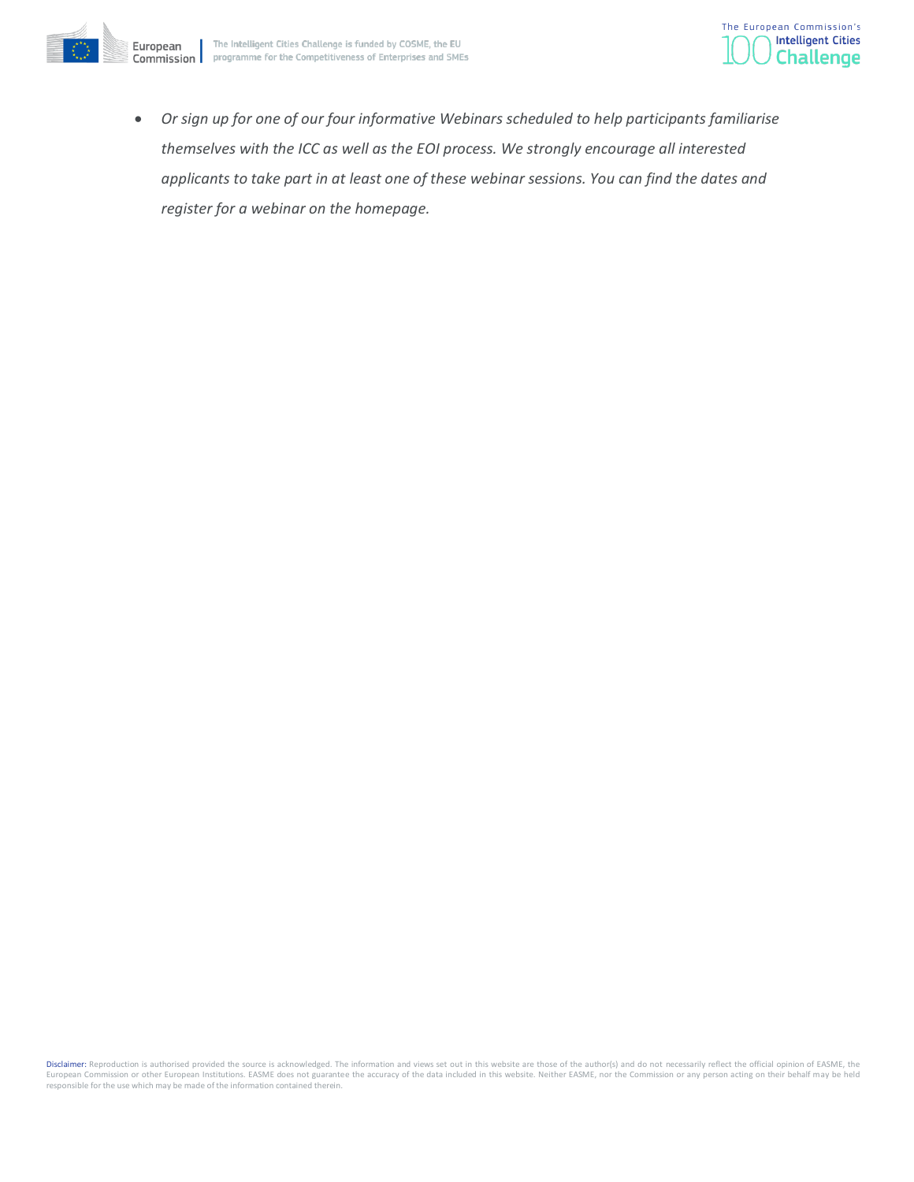- *Or sign up for one of our four informative Webinars scheduled to help participants familiarise themselves with the ICC as well as the EOI process. We strongly encourage all interested applicants to take part in at least one of these webinar sessions. You can find the dates and register for a webinar on the homepage.*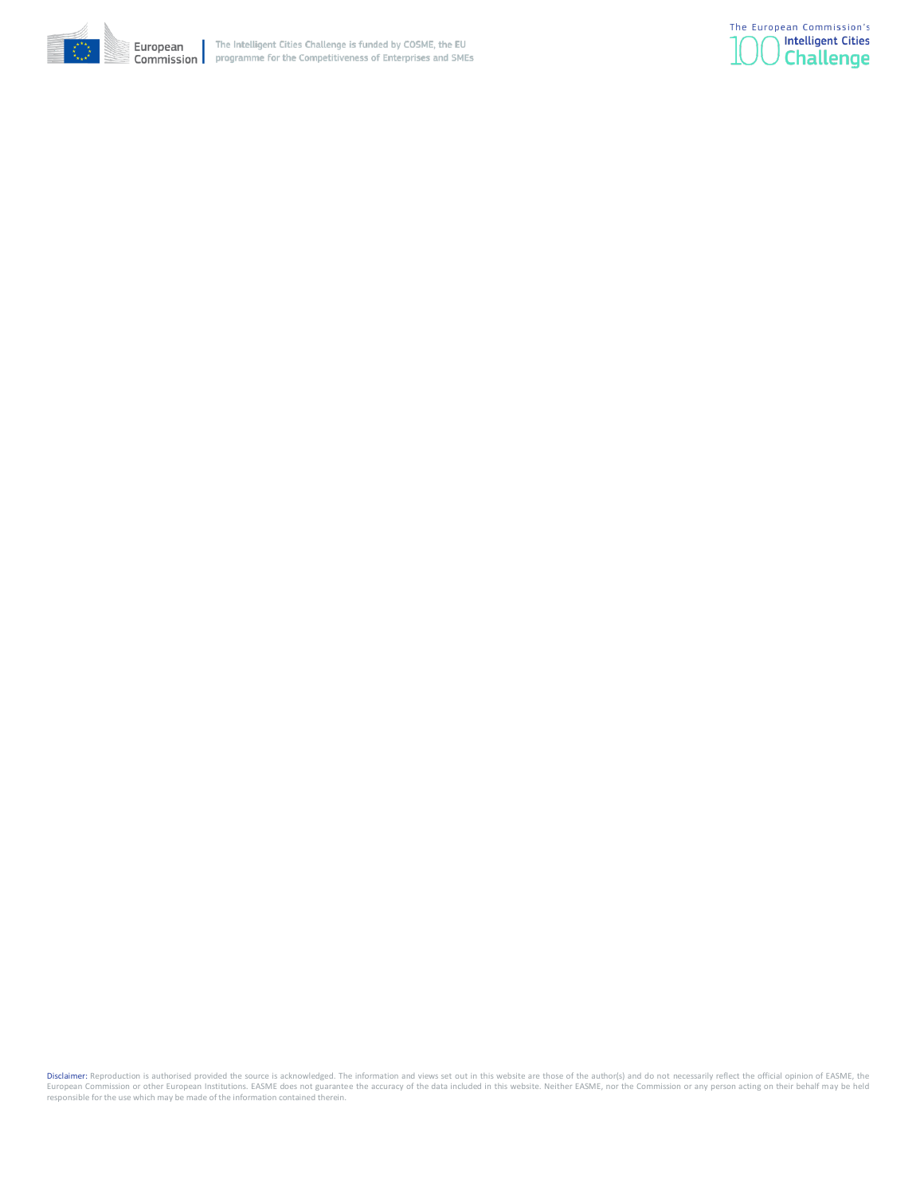Disclaimer: Reproduction is authorised provided the source is acknowledged. The information and views set out in this website are those of the author(s) and do not necessarily reflect the official opinion of EASME, the European Commission or other European Institutions. EASME does not guarantee the accuracy of the data included in this website. Neither EASME, nor the Commission or any person acting on their behalf may be held responsible for the use which may be made of the information contained therein.